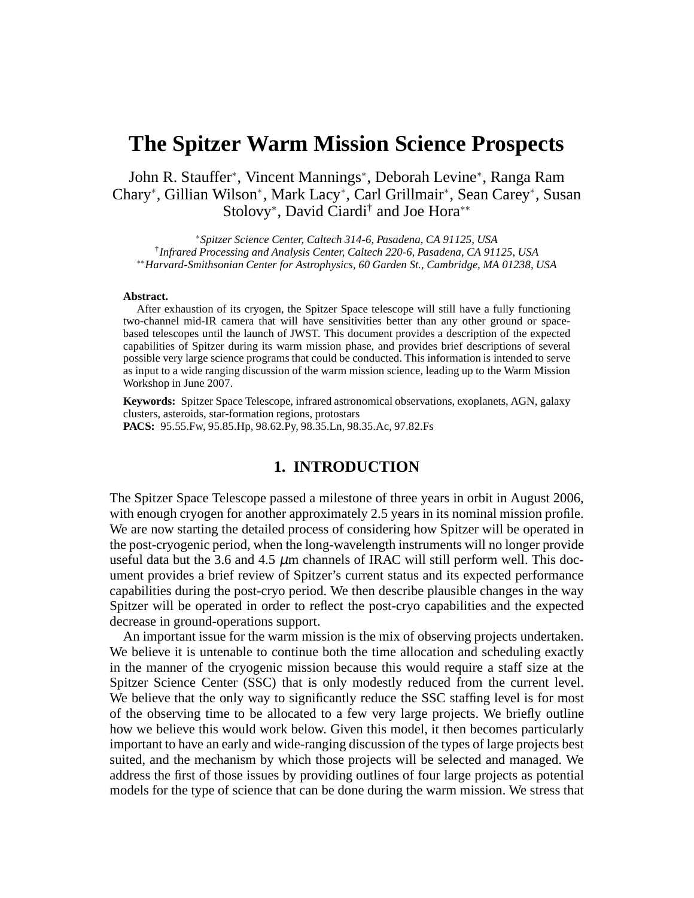# The Spitzer Warm Mission Science Prospects

John R. Stauffer[*], Vincent Mannings[*], Deborah Levine[*], Ranga Ram Chary[*], Gillian Wilson[*], Mark Lacy[*], Carl Grillmair[*], Sean Carey[*], Susan Stolovy[*], David Ciardi[†] and Joe Hora[**]

[*] *Spitzer Science Center, Caltech 314-6, Pasadena, CA 91125, USA*
[†] *Infrared Processing and Analysis Center, Caltech 220-6, Pasadena, CA 91125, USA*
[**] *Harvard-Smithsonian Center for Astrophysics, 60 Garden St., Cambridge, MA 01238, USA*

**Abstract.**
After exhaustion of its cryogen, the Spitzer Space telescope will still have a fully functioning two-channel mid-IR camera that will have sensitivities better than any other ground or space-based telescopes until the launch of JWST. This document provides a description of the expected capabilities of Spitzer during its warm mission phase, and provides brief descriptions of several possible very large science programs that could be conducted. This information is intended to serve as input to a wide ranging discussion of the warm mission science, leading up to the Warm Mission Workshop in June 2007.

**Keywords:** Spitzer Space Telescope, infrared astronomical observations, exoplanets, AGN, galaxy clusters, asteroids, star-formation regions, protostars
**PACS:** 95.55.Fw, 95.85.Hp, 98.62.Py, 98.35.Ln, 98.35.Ac, 97.82.Fs

## 1. INTRODUCTION

The Spitzer Space Telescope passed a milestone of three years in orbit in August 2006, with enough cryogen for another approximately 2.5 years in its nominal mission profile. We are now starting the detailed process of considering how Spitzer will be operated in the post-cryogenic period, when the long-wavelength instruments will no longer provide useful data but the 3.6 and 4.5 $\mu$m channels of IRAC will still perform well. This document provides a brief review of Spitzer's current status and its expected performance capabilities during the post-cryo period. We then describe plausible changes in the way Spitzer will be operated in order to reflect the post-cryo capabilities and the expected decrease in ground-operations support.

An important issue for the warm mission is the mix of observing projects undertaken. We believe it is untenable to continue both the time allocation and scheduling exactly in the manner of the cryogenic mission because this would require a staff size at the Spitzer Science Center (SSC) that is only modestly reduced from the current level. We believe that the only way to significantly reduce the SSC staffing level is for most of the observing time to be allocated to a few very large projects. We briefly outline how we believe this would work below. Given this model, it then becomes particularly important to have an early and wide-ranging discussion of the types of large projects best suited, and the mechanism by which those projects will be selected and managed. We address the first of those issues by providing outlines of four large projects as potential models for the type of science that can be done during the warm mission. We stress that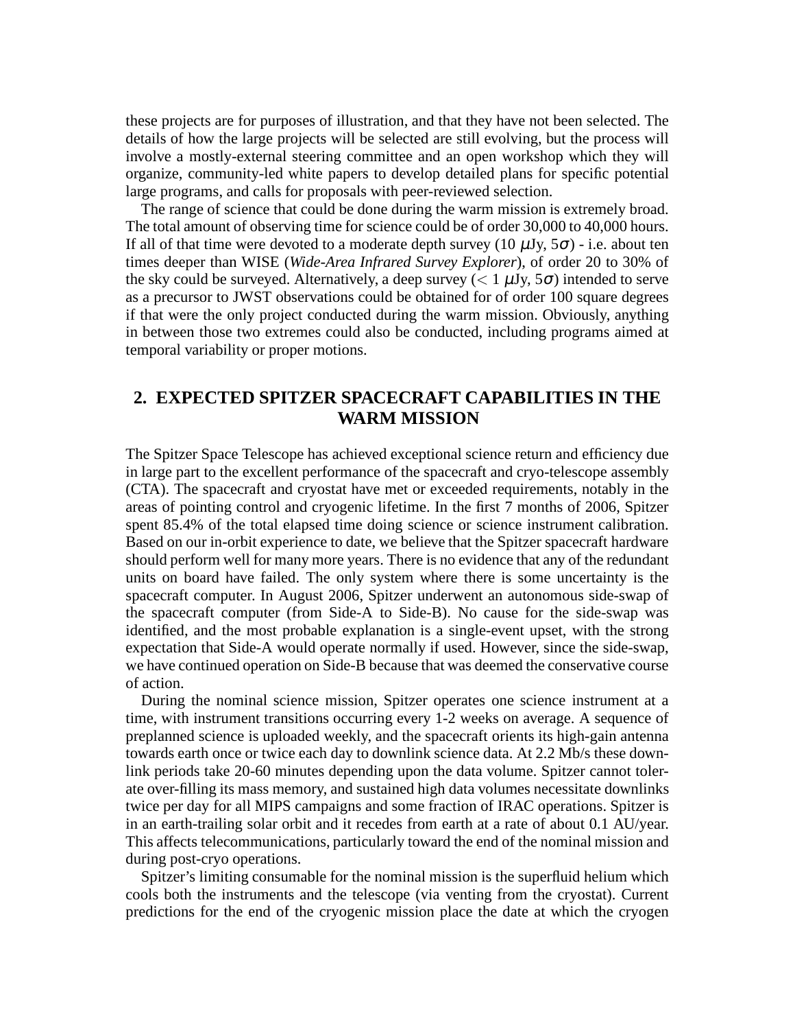these projects are for purposes of illustration, and that they have not been selected. The details of how the large projects will be selected are still evolving, but the process will involve a mostly-external steering committee and an open workshop which they will organize, community-led white papers to develop detailed plans for specific potential large programs, and calls for proposals with peer-reviewed selection.

The range of science that could be done during the warm mission is extremely broad. The total amount of observing time for science could be of order 30,000 to 40,000 hours. If all of that time were devoted to a moderate depth survey (10 $\mu$Jy, 5$\sigma$) - i.e. about ten times deeper than WISE (*Wide-Area Infrared Survey Explorer*), of order 20 to 30% of the sky could be surveyed. Alternatively, a deep survey ($< 1$ $\mu$Jy, 5$\sigma$) intended to serve as a precursor to JWST observations could be obtained for of order 100 square degrees if that were the only project conducted during the warm mission. Obviously, anything in between those two extremes could also be conducted, including programs aimed at temporal variability or proper motions.

## 2. EXPECTED SPITZER SPACECRAFT CAPABILITIES IN THE WARM MISSION

The Spitzer Space Telescope has achieved exceptional science return and efficiency due in large part to the excellent performance of the spacecraft and cryo-telescope assembly (CTA). The spacecraft and cryostat have met or exceeded requirements, notably in the areas of pointing control and cryogenic lifetime. In the first 7 months of 2006, Spitzer spent 85.4% of the total elapsed time doing science or science instrument calibration. Based on our in-orbit experience to date, we believe that the Spitzer spacecraft hardware should perform well for many more years. There is no evidence that any of the redundant units on board have failed. The only system where there is some uncertainty is the spacecraft computer. In August 2006, Spitzer underwent an autonomous side-swap of the spacecraft computer (from Side-A to Side-B). No cause for the side-swap was identified, and the most probable explanation is a single-event upset, with the strong expectation that Side-A would operate normally if used. However, since the side-swap, we have continued operation on Side-B because that was deemed the conservative course of action.

During the nominal science mission, Spitzer operates one science instrument at a time, with instrument transitions occurring every 1-2 weeks on average. A sequence of preplanned science is uploaded weekly, and the spacecraft orients its high-gain antenna towards earth once or twice each day to downlink science data. At 2.2 Mb/s these downlink periods take 20-60 minutes depending upon the data volume. Spitzer cannot tolerate over-filling its mass memory, and sustained high data volumes necessitate downlinks twice per day for all MIPS campaigns and some fraction of IRAC operations. Spitzer is in an earth-trailing solar orbit and it recedes from earth at a rate of about 0.1 AU/year. This affects telecommunications, particularly toward the end of the nominal mission and during post-cryo operations.

Spitzer's limiting consumable for the nominal mission is the superfluid helium which cools both the instruments and the telescope (via venting from the cryostat). Current predictions for the end of the cryogenic mission place the date at which the cryogen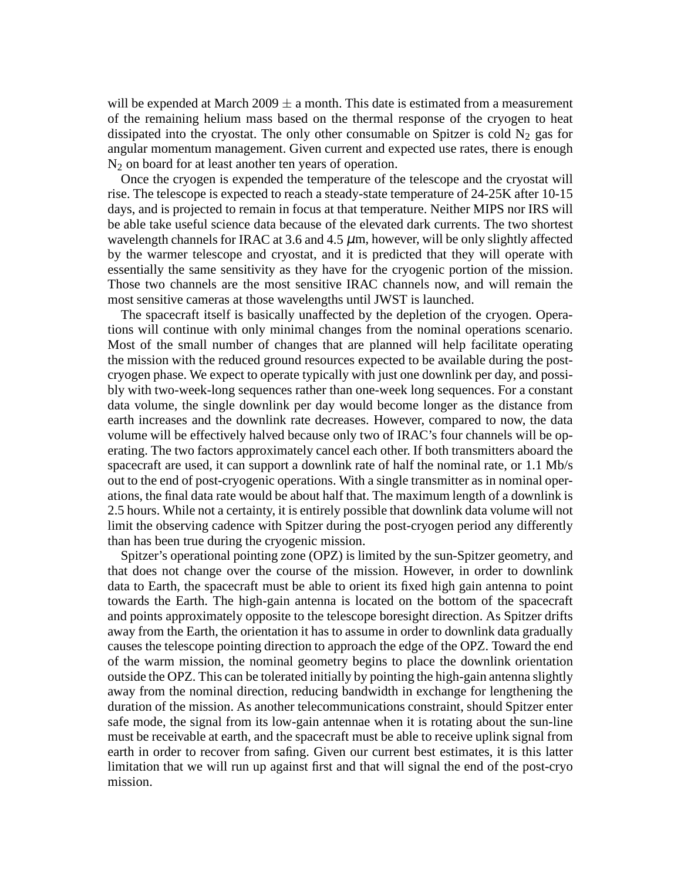will be expended at March 2009 $\pm$ a month. This date is estimated from a measurement of the remaining helium mass based on the thermal response of the cryogen to heat dissipated into the cryostat. The only other consumable on Spitzer is cold $N_2$ gas for angular momentum management. Given current and expected use rates, there is enough $N_2$ on board for at least another ten years of operation.

Once the cryogen is expended the temperature of the telescope and the cryostat will rise. The telescope is expected to reach a steady-state temperature of 24-25K after 10-15 days, and is projected to remain in focus at that temperature. Neither MIPS nor IRS will be able take useful science data because of the elevated dark currents. The two shortest wavelength channels for IRAC at 3.6 and 4.5 $\mu$m, however, will be only slightly affected by the warmer telescope and cryostat, and it is predicted that they will operate with essentially the same sensitivity as they have for the cryogenic portion of the mission. Those two channels are the most sensitive IRAC channels now, and will remain the most sensitive cameras at those wavelengths until JWST is launched.

The spacecraft itself is basically unaffected by the depletion of the cryogen. Operations will continue with only minimal changes from the nominal operations scenario. Most of the small number of changes that are planned will help facilitate operating the mission with the reduced ground resources expected to be available during the post-cryogen phase. We expect to operate typically with just one downlink per day, and possibly with two-week-long sequences rather than one-week long sequences. For a constant data volume, the single downlink per day would become longer as the distance from earth increases and the downlink rate decreases. However, compared to now, the data volume will be effectively halved because only two of IRAC's four channels will be operating. The two factors approximately cancel each other. If both transmitters aboard the spacecraft are used, it can support a downlink rate of half the nominal rate, or 1.1 Mb/s out to the end of post-cryogenic operations. With a single transmitter as in nominal operations, the final data rate would be about half that. The maximum length of a downlink is 2.5 hours. While not a certainty, it is entirely possible that downlink data volume will not limit the observing cadence with Spitzer during the post-cryogen period any differently than has been true during the cryogenic mission.

Spitzer's operational pointing zone (OPZ) is limited by the sun-Spitzer geometry, and that does not change over the course of the mission. However, in order to downlink data to Earth, the spacecraft must be able to orient its fixed high gain antenna to point towards the Earth. The high-gain antenna is located on the bottom of the spacecraft and points approximately opposite to the telescope boresight direction. As Spitzer drifts away from the Earth, the orientation it has to assume in order to downlink data gradually causes the telescope pointing direction to approach the edge of the OPZ. Toward the end of the warm mission, the nominal geometry begins to place the downlink orientation outside the OPZ. This can be tolerated initially by pointing the high-gain antenna slightly away from the nominal direction, reducing bandwidth in exchange for lengthening the duration of the mission. As another telecommunications constraint, should Spitzer enter safe mode, the signal from its low-gain antennae when it is rotating about the sun-line must be receivable at earth, and the spacecraft must be able to receive uplink signal from earth in order to recover from safing. Given our current best estimates, it is this latter limitation that we will run up against first and that will signal the end of the post-cryo mission.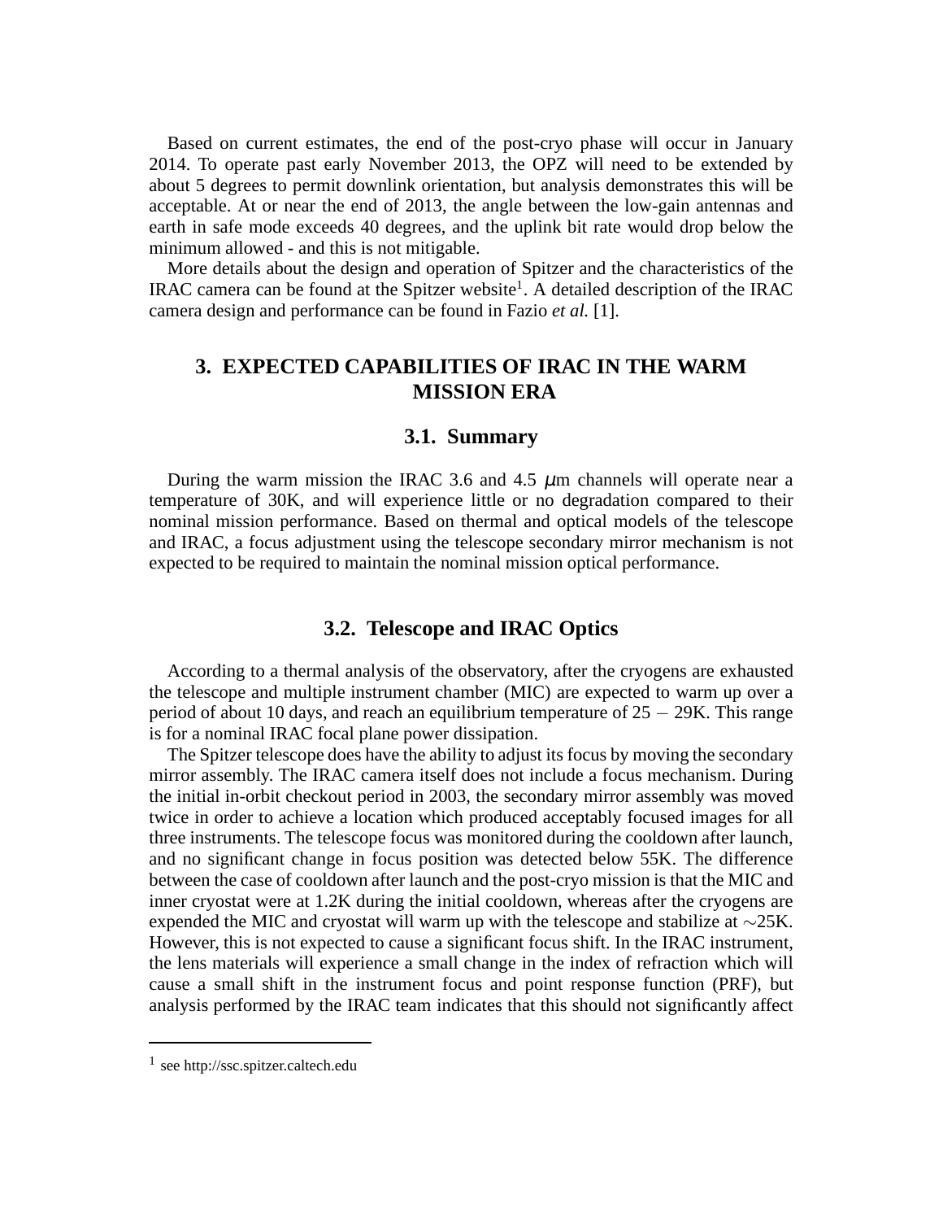Based on current estimates, the end of the post-cryo phase will occur in January 2014. To operate past early November 2013, the OPZ will need to be extended by about 5 degrees to permit downlink orientation, but analysis demonstrates this will be acceptable. At or near the end of 2013, the angle between the low-gain antennas and earth in safe mode exceeds 40 degrees, and the uplink bit rate would drop below the minimum allowed - and this is not mitigable.

More details about the design and operation of Spitzer and the characteristics of the IRAC camera can be found at the Spitzer website[1]. A detailed description of the IRAC camera design and performance can be found in Fazio *et al.* [1].

## 3. EXPECTED CAPABILITIES OF IRAC IN THE WARM MISSION ERA

### 3.1. Summary

During the warm mission the IRAC 3.6 and 4.5 $\mu$m channels will operate near a temperature of 30K, and will experience little or no degradation compared to their nominal mission performance. Based on thermal and optical models of the telescope and IRAC, a focus adjustment using the telescope secondary mirror mechanism is not expected to be required to maintain the nominal mission optical performance.

### 3.2. Telescope and IRAC Optics

According to a thermal analysis of the observatory, after the cryogens are exhausted the telescope and multiple instrument chamber (MIC) are expected to warm up over a period of about 10 days, and reach an equilibrium temperature of $25-29$K. This range is for a nominal IRAC focal plane power dissipation.

The Spitzer telescope does have the ability to adjust its focus by moving the secondary mirror assembly. The IRAC camera itself does not include a focus mechanism. During the initial in-orbit checkout period in 2003, the secondary mirror assembly was moved twice in order to achieve a location which produced acceptably focused images for all three instruments. The telescope focus was monitored during the cooldown after launch, and no significant change in focus position was detected below 55K. The difference between the case of cooldown after launch and the post-cryo mission is that the MIC and inner cryostat were at 1.2K during the initial cooldown, whereas after the cryogens are expended the MIC and cryostat will warm up with the telescope and stabilize at $\sim$25K. However, this is not expected to cause a significant focus shift. In the IRAC instrument, the lens materials will experience a small change in the index of refraction which will cause a small shift in the instrument focus and point response function (PRF), but analysis performed by the IRAC team indicates that this should not significantly affect

[1] see http://ssc.spitzer.caltech.edu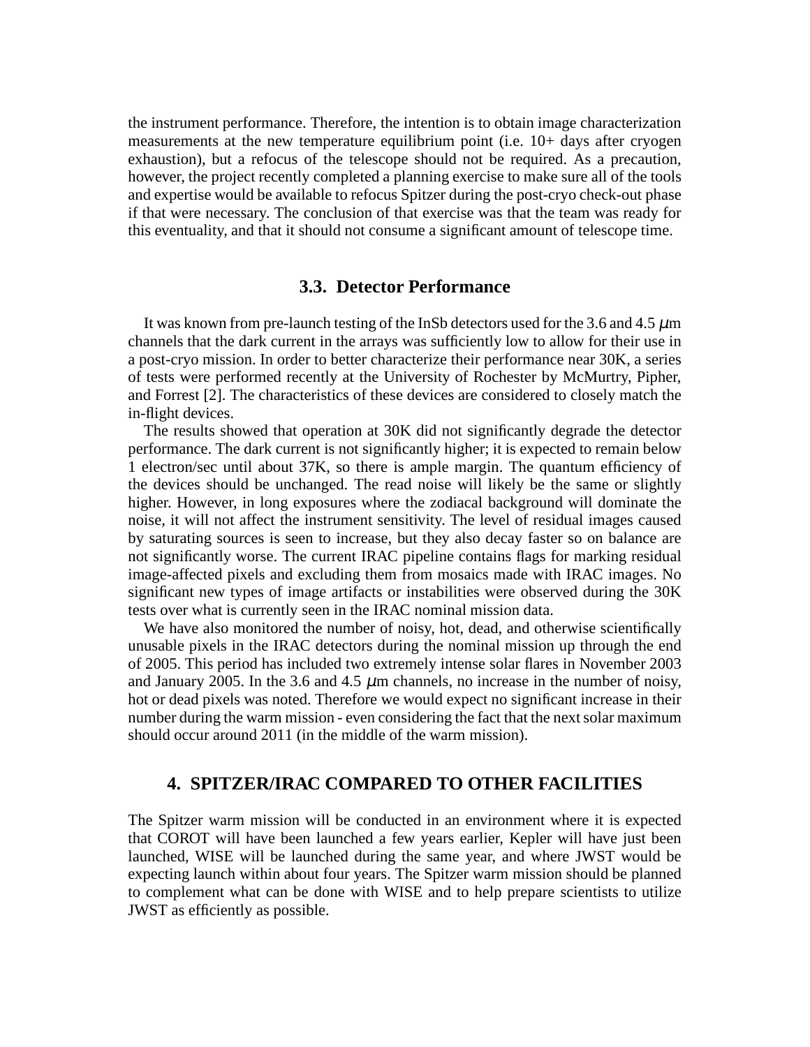the instrument performance. Therefore, the intention is to obtain image characterization measurements at the new temperature equilibrium point (i.e. 10+ days after cryogen exhaustion), but a refocus of the telescope should not be required. As a precaution, however, the project recently completed a planning exercise to make sure all of the tools and expertise would be available to refocus Spitzer during the post-cryo check-out phase if that were necessary. The conclusion of that exercise was that the team was ready for this eventuality, and that it should not consume a significant amount of telescope time.

### 3.3. Detector Performance

It was known from pre-launch testing of the InSb detectors used for the 3.6 and 4.5 $\mu$m channels that the dark current in the arrays was sufficiently low to allow for their use in a post-cryo mission. In order to better characterize their performance near 30K, a series of tests were performed recently at the University of Rochester by McMurtry, Pipher, and Forrest [2]. The characteristics of these devices are considered to closely match the in-flight devices.

The results showed that operation at 30K did not significantly degrade the detector performance. The dark current is not significantly higher; it is expected to remain below 1 electron/sec until about 37K, so there is ample margin. The quantum efficiency of the devices should be unchanged. The read noise will likely be the same or slightly higher. However, in long exposures where the zodiacal background will dominate the noise, it will not affect the instrument sensitivity. The level of residual images caused by saturating sources is seen to increase, but they also decay faster so on balance are not significantly worse. The current IRAC pipeline contains flags for marking residual image-affected pixels and excluding them from mosaics made with IRAC images. No significant new types of image artifacts or instabilities were observed during the 30K tests over what is currently seen in the IRAC nominal mission data.

We have also monitored the number of noisy, hot, dead, and otherwise scientifically unusable pixels in the IRAC detectors during the nominal mission up through the end of 2005. This period has included two extremely intense solar flares in November 2003 and January 2005. In the 3.6 and 4.5 $\mu$m channels, no increase in the number of noisy, hot or dead pixels was noted. Therefore we would expect no significant increase in their number during the warm mission - even considering the fact that the next solar maximum should occur around 2011 (in the middle of the warm mission).

## 4. SPITZER/IRAC COMPARED TO OTHER FACILITIES

The Spitzer warm mission will be conducted in an environment where it is expected that COROT will have been launched a few years earlier, Kepler will have just been launched, WISE will be launched during the same year, and where JWST would be expecting launch within about four years. The Spitzer warm mission should be planned to complement what can be done with WISE and to help prepare scientists to utilize JWST as efficiently as possible.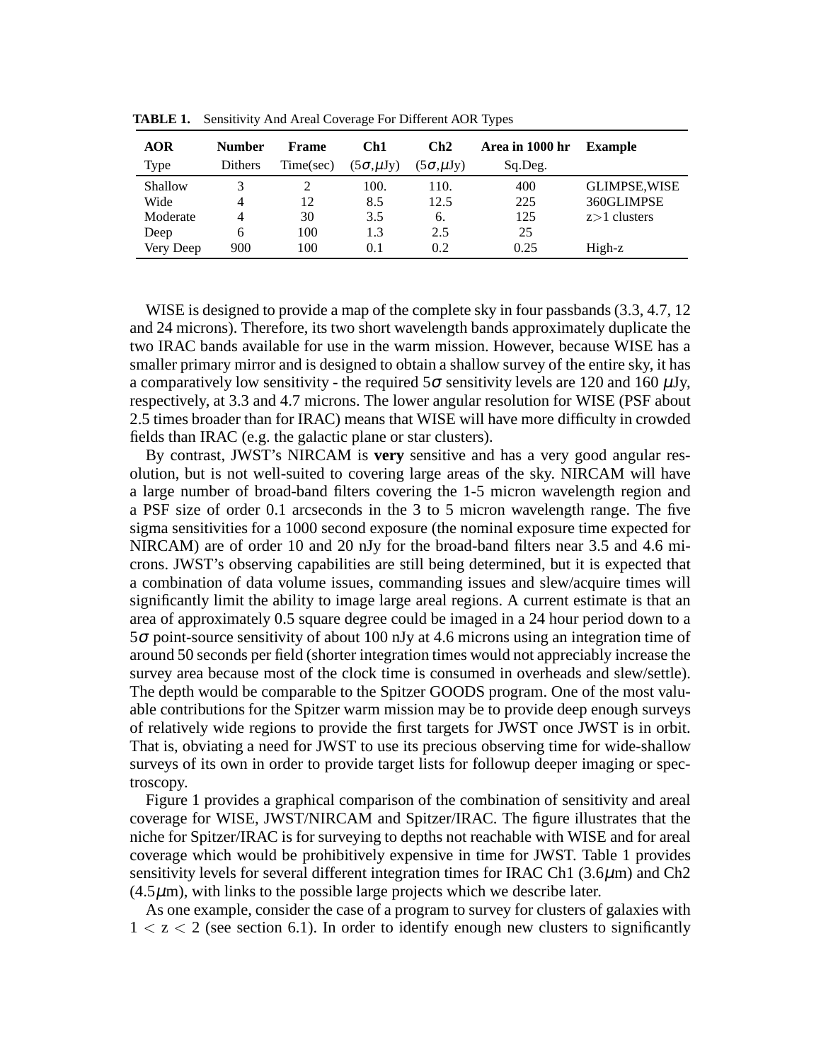**TABLE 1.** Sensitivity And Areal Coverage For Different AOR Types

| AOR Type | Number Dithers | Frame Time(sec) | Ch1 ($5\sigma$,$\mu$Jy) | Ch2 ($5\sigma$,$\mu$Jy) | Area in 1000 hr Sq.Deg. | Example |
|---|---|---|---|---|---|---|
| Shallow | 3 | 2 | 100. | 110. | 400 | GLIMPSE,WISE |
| Wide | 4 | 12 | 8.5 | 12.5 | 225 | 360GLIMPSE |
| Moderate | 4 | 30 | 3.5 | 6. | 125 | z>1 clusters |
| Deep | 6 | 100 | 1.3 | 2.5 | 25 | |
| Very Deep | 900 | 100 | 0.1 | 0.2 | 0.25 | High-z |

WISE is designed to provide a map of the complete sky in four passbands (3.3, 4.7, 12 and 24 microns). Therefore, its two short wavelength bands approximately duplicate the two IRAC bands available for use in the warm mission. However, because WISE has a smaller primary mirror and is designed to obtain a shallow survey of the entire sky, it has a comparatively low sensitivity - the required $5\sigma$ sensitivity levels are 120 and 160 $\mu$Jy, respectively, at 3.3 and 4.7 microns. The lower angular resolution for WISE (PSF about 2.5 times broader than for IRAC) means that WISE will have more difficulty in crowded fields than IRAC (e.g. the galactic plane or star clusters).

By contrast, JWST's NIRCAM is **very** sensitive and has a very good angular resolution, but is not well-suited to covering large areas of the sky. NIRCAM will have a large number of broad-band filters covering the 1-5 micron wavelength region and a PSF size of order 0.1 arcseconds in the 3 to 5 micron wavelength range. The five sigma sensitivities for a 1000 second exposure (the nominal exposure time expected for NIRCAM) are of order 10 and 20 nJy for the broad-band filters near 3.5 and 4.6 microns. JWST's observing capabilities are still being determined, but it is expected that a combination of data volume issues, commanding issues and slew/acquire times will significantly limit the ability to image large areal regions. A current estimate is that an area of approximately 0.5 square degree could be imaged in a 24 hour period down to a $5\sigma$ point-source sensitivity of about 100 nJy at 4.6 microns using an integration time of around 50 seconds per field (shorter integration times would not appreciably increase the survey area because most of the clock time is consumed in overheads and slew/settle). The depth would be comparable to the Spitzer GOODS program. One of the most valuable contributions for the Spitzer warm mission may be to provide deep enough surveys of relatively wide regions to provide the first targets for JWST once JWST is in orbit. That is, obviating a need for JWST to use its precious observing time for wide-shallow surveys of its own in order to provide target lists for followup deeper imaging or spectroscopy.

Figure 1 provides a graphical comparison of the combination of sensitivity and areal coverage for WISE, JWST/NIRCAM and Spitzer/IRAC. The figure illustrates that the niche for Spitzer/IRAC is for surveying to depths not reachable with WISE and for areal coverage which would be prohibitively expensive in time for JWST. Table 1 provides sensitivity levels for several different integration times for IRAC Ch1 (3.6$\mu$m) and Ch2 (4.5$\mu$m), with links to the possible large projects which we describe later.

As one example, consider the case of a program to survey for clusters of galaxies with $1 < z < 2$ (see section 6.1). In order to identify enough new clusters to significantly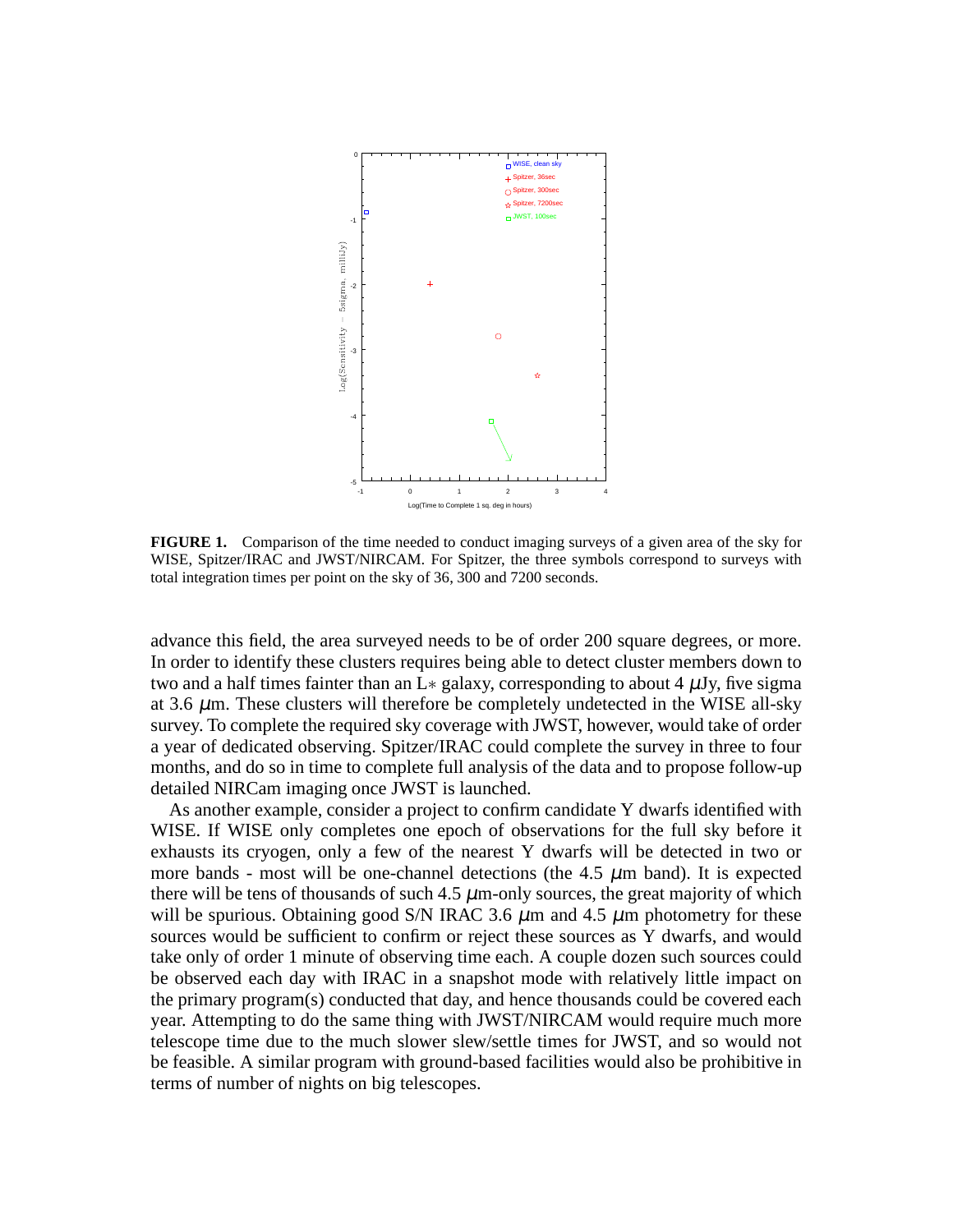**FIGURE 1.** Comparison of the time needed to conduct imaging surveys of a given area of the sky for WISE, Spitzer/IRAC and JWST/NIRCAM. For Spitzer, the three symbols correspond to surveys with total integration times per point on the sky of 36, 300 and 7200 seconds.

advance this field, the area surveyed needs to be of order 200 square degrees, or more. In order to identify these clusters requires being able to detect cluster members down to two and a half times fainter than an $L*$ galaxy, corresponding to about 4 $\mu$Jy, five sigma at 3.6 $\mu$m. These clusters will therefore be completely undetected in the WISE all-sky survey. To complete the required sky coverage with JWST, however, would take of order a year of dedicated observing. Spitzer/IRAC could complete the survey in three to four months, and do so in time to complete full analysis of the data and to propose follow-up detailed NIRCam imaging once JWST is launched.

As another example, consider a project to confirm candidate Y dwarfs identified with WISE. If WISE only completes one epoch of observations for the full sky before it exhausts its cryogen, only a few of the nearest Y dwarfs will be detected in two or more bands - most will be one-channel detections (the 4.5 $\mu$m band). It is expected there will be tens of thousands of such 4.5 $\mu$m-only sources, the great majority of which will be spurious. Obtaining good S/N IRAC 3.6 $\mu$m and 4.5 $\mu$m photometry for these sources would be sufficient to confirm or reject these sources as Y dwarfs, and would take only of order 1 minute of observing time each. A couple dozen such sources could be observed each day with IRAC in a snapshot mode with relatively little impact on the primary program(s) conducted that day, and hence thousands could be covered each year. Attempting to do the same thing with JWST/NIRCAM would require much more telescope time due to the much slower slew/settle times for JWST, and so would not be feasible. A similar program with ground-based facilities would also be prohibitive in terms of number of nights on big telescopes.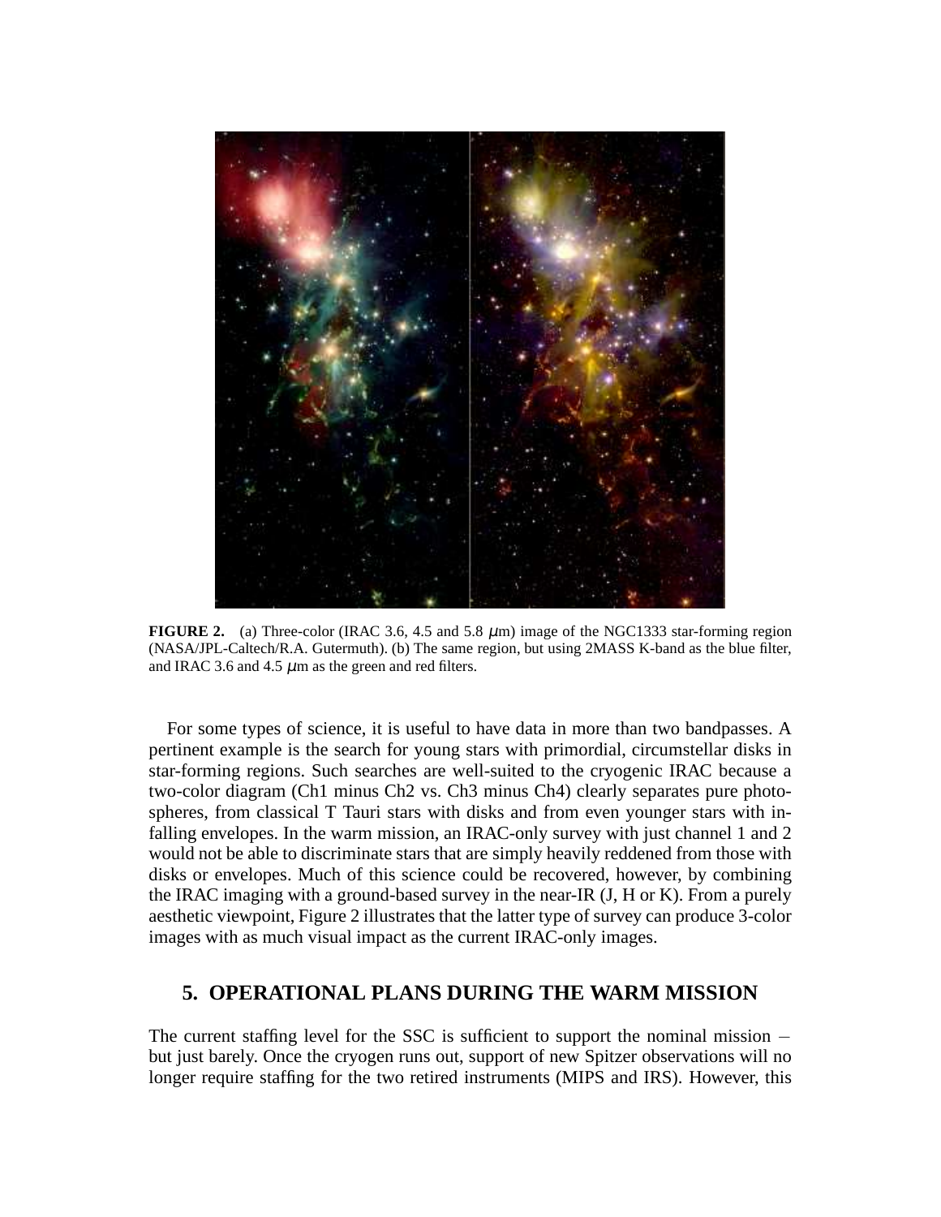**FIGURE 2.** (a) Three-color (IRAC 3.6, 4.5 and 5.8 $\mu$m) image of the NGC1333 star-forming region (NASA/JPL-Caltech/R.A. Gutermuth). (b) The same region, but using 2MASS K-band as the blue filter, and IRAC 3.6 and 4.5 $\mu$m as the green and red filters.

For some types of science, it is useful to have data in more than two bandpasses. A pertinent example is the search for young stars with primordial, circumstellar disks in star-forming regions. Such searches are well-suited to the cryogenic IRAC because a two-color diagram (Ch1 minus Ch2 vs. Ch3 minus Ch4) clearly separates pure photospheres, from classical T Tauri stars with disks and from even younger stars with infalling envelopes. In the warm mission, an IRAC-only survey with just channel 1 and 2 would not be able to discriminate stars that are simply heavily reddened from those with disks or envelopes. Much of this science could be recovered, however, by combining the IRAC imaging with a ground-based survey in the near-IR (J, H or K). From a purely aesthetic viewpoint, Figure 2 illustrates that the latter type of survey can produce 3-color images with as much visual impact as the current IRAC-only images.

## 5. OPERATIONAL PLANS DURING THE WARM MISSION

The current staffing level for the SSC is sufficient to support the nominal mission – but just barely. Once the cryogen runs out, support of new Spitzer observations will no longer require staffing for the two retired instruments (MIPS and IRS). However, this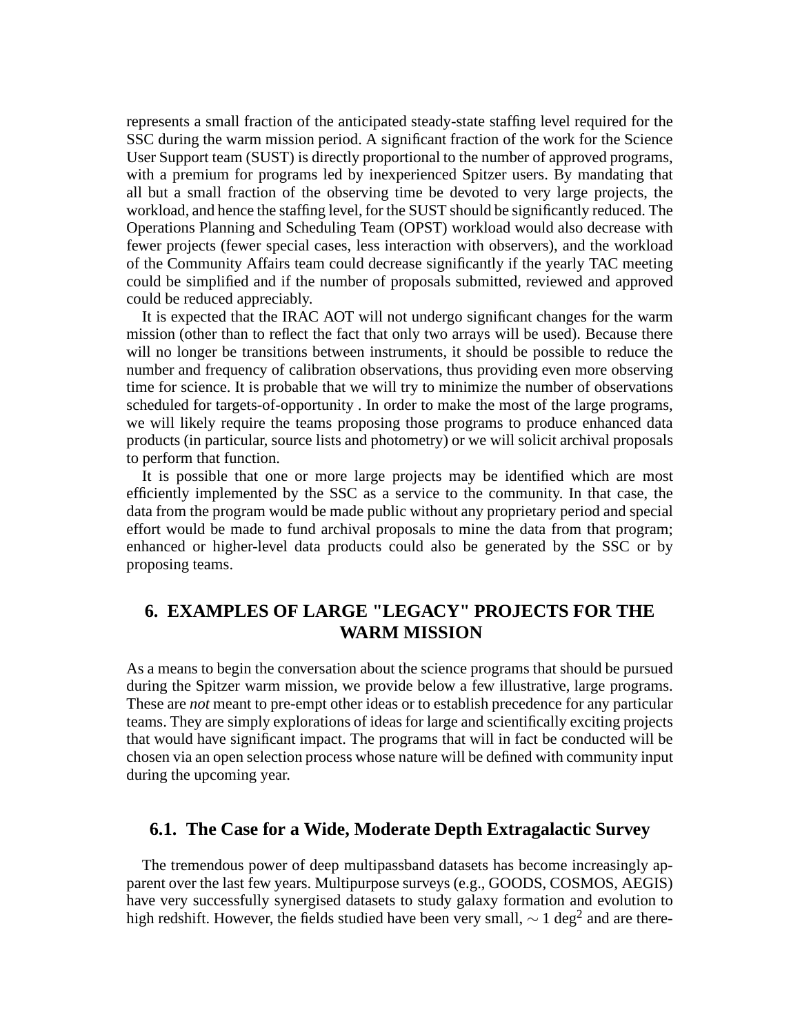represents a small fraction of the anticipated steady-state staffing level required for the SSC during the warm mission period. A significant fraction of the work for the Science User Support team (SUST) is directly proportional to the number of approved programs, with a premium for programs led by inexperienced Spitzer users. By mandating that all but a small fraction of the observing time be devoted to very large projects, the workload, and hence the staffing level, for the SUST should be significantly reduced. The Operations Planning and Scheduling Team (OPST) workload would also decrease with fewer projects (fewer special cases, less interaction with observers), and the workload of the Community Affairs team could decrease significantly if the yearly TAC meeting could be simplified and if the number of proposals submitted, reviewed and approved could be reduced appreciably.

It is expected that the IRAC AOT will not undergo significant changes for the warm mission (other than to reflect the fact that only two arrays will be used). Because there will no longer be transitions between instruments, it should be possible to reduce the number and frequency of calibration observations, thus providing even more observing time for science. It is probable that we will try to minimize the number of observations scheduled for targets-of-opportunity . In order to make the most of the large programs, we will likely require the teams proposing those programs to produce enhanced data products (in particular, source lists and photometry) or we will solicit archival proposals to perform that function.

It is possible that one or more large projects may be identified which are most efficiently implemented by the SSC as a service to the community. In that case, the data from the program would be made public without any proprietary period and special effort would be made to fund archival proposals to mine the data from that program; enhanced or higher-level data products could also be generated by the SSC or by proposing teams.

## 6. EXAMPLES OF LARGE "LEGACY" PROJECTS FOR THE WARM MISSION

As a means to begin the conversation about the science programs that should be pursued during the Spitzer warm mission, we provide below a few illustrative, large programs. These are *not* meant to pre-empt other ideas or to establish precedence for any particular teams. They are simply explorations of ideas for large and scientifically exciting projects that would have significant impact. The programs that will in fact be conducted will be chosen via an open selection process whose nature will be defined with community input during the upcoming year.

### 6.1. The Case for a Wide, Moderate Depth Extragalactic Survey

The tremendous power of deep multipassband datasets has become increasingly apparent over the last few years. Multipurpose surveys (e.g., GOODS, COSMOS, AEGIS) have very successfully synergised datasets to study galaxy formation and evolution to high redshift. However, the fields studied have been very small, $\sim 1$ deg$^2$ and are there-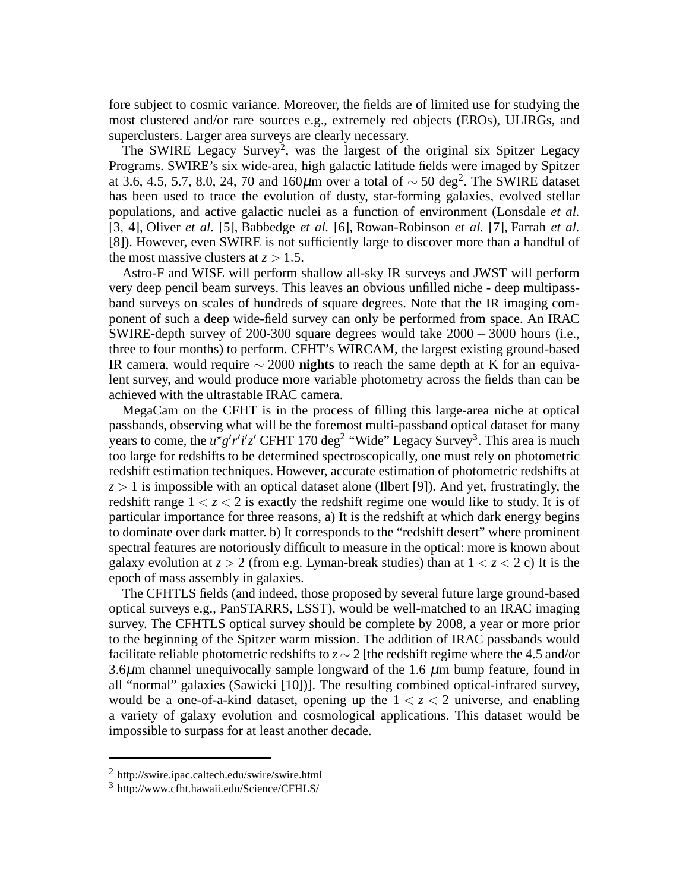fore subject to cosmic variance. Moreover, the fields are of limited use for studying the most clustered and/or rare sources e.g., extremely red objects (EROs), ULIRGs, and superclusters. Larger area surveys are clearly necessary.

The SWIRE Legacy Survey[2], was the largest of the original six Spitzer Legacy Programs. SWIRE's six wide-area, high galactic latitude fields were imaged by Spitzer at 3.6, 4.5, 5.7, 8.0, 24, 70 and 160$\mu$m over a total of $\sim 50$ deg$^2$. The SWIRE dataset has been used to trace the evolution of dusty, star-forming galaxies, evolved stellar populations, and active galactic nuclei as a function of environment (Lonsdale *et al.* [3, 4], Oliver *et al.* [5], Babbedge *et al.* [6], Rowan-Robinson *et al.* [7], Farrah *et al.* [8]). However, even SWIRE is not sufficiently large to discover more than a handful of the most massive clusters at $z > 1.5$.

Astro-F and WISE will perform shallow all-sky IR surveys and JWST will perform very deep pencil beam surveys. This leaves an obvious unfilled niche - deep multipassband surveys on scales of hundreds of square degrees. Note that the IR imaging component of such a deep wide-field survey can only be performed from space. An IRAC SWIRE-depth survey of 200-300 square degrees would take $2000-3000$ hours (i.e., three to four months) to perform. CFHT's WIRCAM, the largest existing ground-based IR camera, would require $\sim 2000$ **nights** to reach the same depth at K for an equivalent survey, and would produce more variable photometry across the fields than can be achieved with the ultrastable IRAC camera.

MegaCam on the CFHT is in the process of filling this large-area niche at optical passbands, observing what will be the foremost multi-passband optical dataset for many years to come, the $u^{\star}g'r'i'z'$ CFHT 170 deg$^2$ "Wide" Legacy Survey[3]. This area is much too large for redshifts to be determined spectroscopically, one must rely on photometric redshift estimation techniques. However, accurate estimation of photometric redshifts at $z > 1$ is impossible with an optical dataset alone (Ilbert [9]). And yet, frustratingly, the redshift range $1 < z < 2$ is exactly the redshift regime one would like to study. It is of particular importance for three reasons, a) It is the redshift at which dark energy begins to dominate over dark matter. b) It corresponds to the "redshift desert" where prominent spectral features are notoriously difficult to measure in the optical: more is known about galaxy evolution at $z > 2$ (from e.g. Lyman-break studies) than at $1 < z < 2$ c) It is the epoch of mass assembly in galaxies.

The CFHTLS fields (and indeed, those proposed by several future large ground-based optical surveys e.g., PanSTARRS, LSST), would be well-matched to an IRAC imaging survey. The CFHTLS optical survey should be complete by 2008, a year or more prior to the beginning of the Spitzer warm mission. The addition of IRAC passbands would facilitate reliable photometric redshifts to $z \sim 2$ [the redshift regime where the 4.5 and/or 3.6$\mu$m channel unequivocally sample longward of the 1.6 $\mu$m bump feature, found in all "normal" galaxies (Sawicki [10])]. The resulting combined optical-infrared survey, would be a one-of-a-kind dataset, opening up the $1 < z < 2$ universe, and enabling a variety of galaxy evolution and cosmological applications. This dataset would be impossible to surpass for at least another decade.

---

[2] http://swire.ipac.caltech.edu/swire/swire.html

[3] http://www.cfht.hawaii.edu/Science/CFHLS/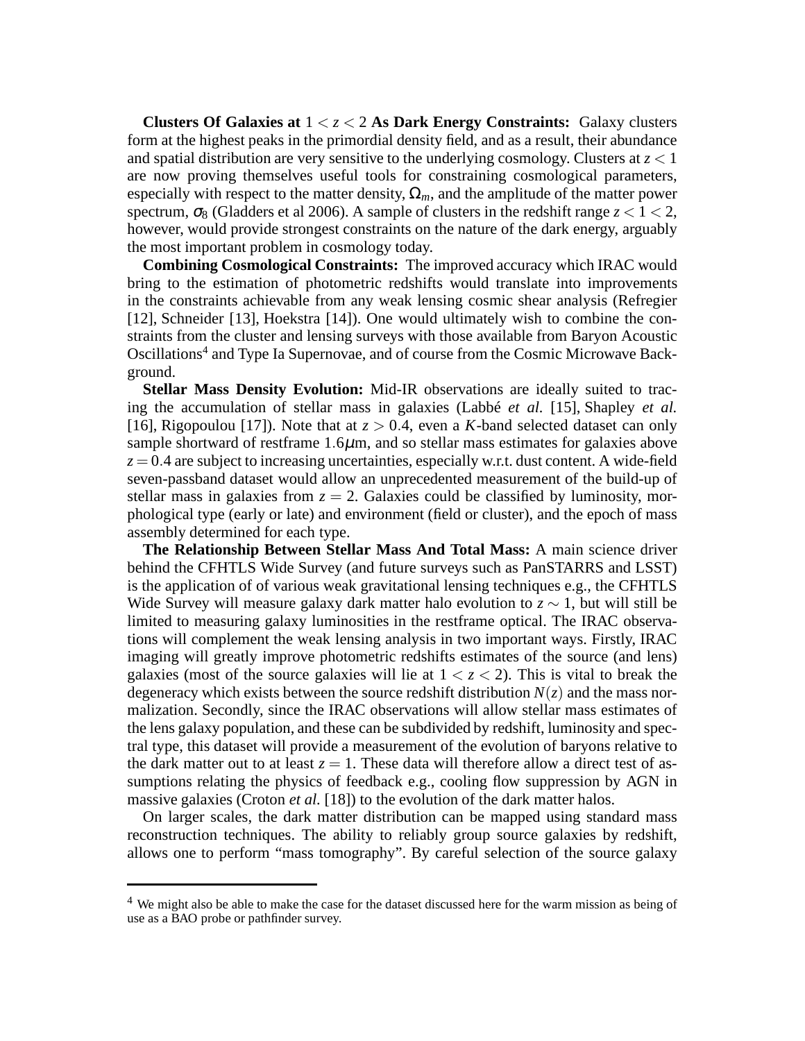**Clusters Of Galaxies at $1 < z < 2$ As Dark Energy Constraints:** Galaxy clusters form at the highest peaks in the primordial density field, and as a result, their abundance and spatial distribution are very sensitive to the underlying cosmology. Clusters at $z < 1$ are now proving themselves useful tools for constraining cosmological parameters, especially with respect to the matter density, $\Omega_m$, and the amplitude of the matter power spectrum, $\sigma_8$ (Gladders et al 2006). A sample of clusters in the redshift range $z < 1 < 2$, however, would provide strongest constraints on the nature of the dark energy, arguably the most important problem in cosmology today.

**Combining Cosmological Constraints:** The improved accuracy which IRAC would bring to the estimation of photometric redshifts would translate into improvements in the constraints achievable from any weak lensing cosmic shear analysis (Refregier [12], Schneider [13], Hoekstra [14]). One would ultimately wish to combine the constraints from the cluster and lensing surveys with those available from Baryon Acoustic Oscillations[4] and Type Ia Supernovae, and of course from the Cosmic Microwave Background.

**Stellar Mass Density Evolution:** Mid-IR observations are ideally suited to tracing the accumulation of stellar mass in galaxies (Labbé *et al.* [15], Shapley *et al.* [16], Rigopoulou [17]). Note that at $z > 0.4$, even a $K$-band selected dataset can only sample shortward of restframe $1.6\mu$m, and so stellar mass estimates for galaxies above $z = 0.4$ are subject to increasing uncertainties, especially w.r.t. dust content. A wide-field seven-passband dataset would allow an unprecedented measurement of the build-up of stellar mass in galaxies from $z = 2$. Galaxies could be classified by luminosity, morphological type (early or late) and environment (field or cluster), and the epoch of mass assembly determined for each type.

**The Relationship Between Stellar Mass And Total Mass:** A main science driver behind the CFHTLS Wide Survey (and future surveys such as PanSTARRS and LSST) is the application of of various weak gravitational lensing techniques e.g., the CFHTLS Wide Survey will measure galaxy dark matter halo evolution to $z \sim 1$, but will still be limited to measuring galaxy luminosities in the restframe optical. The IRAC observations will complement the weak lensing analysis in two important ways. Firstly, IRAC imaging will greatly improve photometric redshifts estimates of the source (and lens) galaxies (most of the source galaxies will lie at $1 < z < 2$). This is vital to break the degeneracy which exists between the source redshift distribution $N(z)$ and the mass normalization. Secondly, since the IRAC observations will allow stellar mass estimates of the lens galaxy population, and these can be subdivided by redshift, luminosity and spectral type, this dataset will provide a measurement of the evolution of baryons relative to the dark matter out to at least $z = 1$. These data will therefore allow a direct test of assumptions relating the physics of feedback e.g., cooling flow suppression by AGN in massive galaxies (Croton *et al.* [18]) to the evolution of the dark matter halos.

On larger scales, the dark matter distribution can be mapped using standard mass reconstruction techniques. The ability to reliably group source galaxies by redshift, allows one to perform "mass tomography". By careful selection of the source galaxy

[4] We might also be able to make the case for the dataset discussed here for the warm mission as being of use as a BAO probe or pathfinder survey.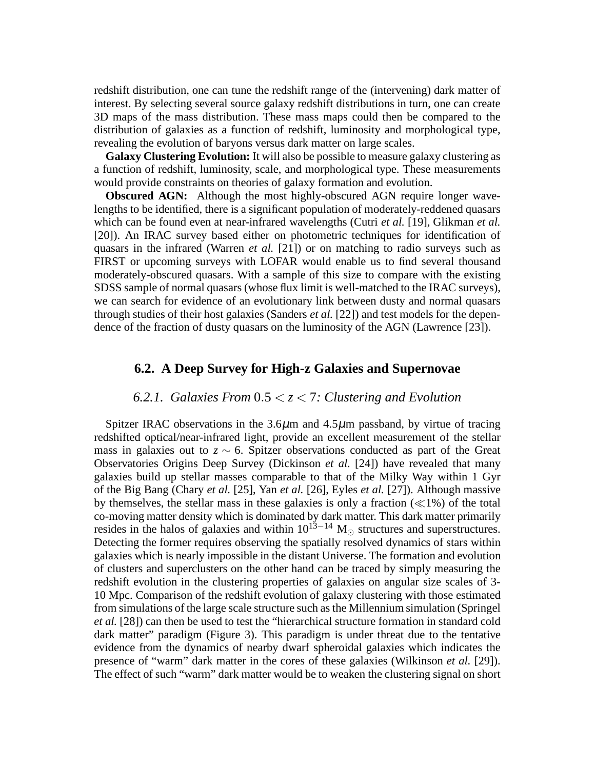redshift distribution, one can tune the redshift range of the (intervening) dark matter of interest. By selecting several source galaxy redshift distributions in turn, one can create 3D maps of the mass distribution. These mass maps could then be compared to the distribution of galaxies as a function of redshift, luminosity and morphological type, revealing the evolution of baryons versus dark matter on large scales.

**Galaxy Clustering Evolution:** It will also be possible to measure galaxy clustering as a function of redshift, luminosity, scale, and morphological type. These measurements would provide constraints on theories of galaxy formation and evolution.

**Obscured AGN:** Although the most highly-obscured AGN require longer wavelengths to be identified, there is a significant population of moderately-reddened quasars which can be found even at near-infrared wavelengths (Cutri *et al.* [19], Glikman *et al.* [20]). An IRAC survey based either on photometric techniques for identification of quasars in the infrared (Warren *et al.* [21]) or on matching to radio surveys such as FIRST or upcoming surveys with LOFAR would enable us to find several thousand moderately-obscured quasars. With a sample of this size to compare with the existing SDSS sample of normal quasars (whose flux limit is well-matched to the IRAC surveys), we can search for evidence of an evolutionary link between dusty and normal quasars through studies of their host galaxies (Sanders *et al.* [22]) and test models for the dependence of the fraction of dusty quasars on the luminosity of the AGN (Lawrence [23]).

## 6.2. A Deep Survey for High-z Galaxies and Supernovae

### 6.2.1. Galaxies From $0.5 < z < 7$: Clustering and Evolution

Spitzer IRAC observations in the 3.6$\mu$m and 4.5$\mu$m passband, by virtue of tracing redshifted optical/near-infrared light, provide an excellent measurement of the stellar mass in galaxies out to $z \sim 6$. Spitzer observations conducted as part of the Great Observatories Origins Deep Survey (Dickinson *et al.* [24]) have revealed that many galaxies build up stellar masses comparable to that of the Milky Way within 1 Gyr of the Big Bang (Chary *et al.* [25], Yan *et al.* [26], Eyles *et al.* [27]). Although massive by themselves, the stellar mass in these galaxies is only a fraction ($\ll$1%) of the total co-moving matter density which is dominated by dark matter. This dark matter primarily resides in the halos of galaxies and within $10^{13-14}$ $M_{\odot}$ structures and superstructures. Detecting the former requires observing the spatially resolved dynamics of stars within galaxies which is nearly impossible in the distant Universe. The formation and evolution of clusters and superclusters on the other hand can be traced by simply measuring the redshift evolution in the clustering properties of galaxies on angular size scales of 3-10 Mpc. Comparison of the redshift evolution of galaxy clustering with those estimated from simulations of the large scale structure such as the Millennium simulation (Springel *et al.* [28]) can then be used to test the "hierarchical structure formation in standard cold dark matter" paradigm (Figure 3). This paradigm is under threat due to the tentative evidence from the dynamics of nearby dwarf spheroidal galaxies which indicates the presence of "warm" dark matter in the cores of these galaxies (Wilkinson *et al.* [29]). The effect of such "warm" dark matter would be to weaken the clustering signal on short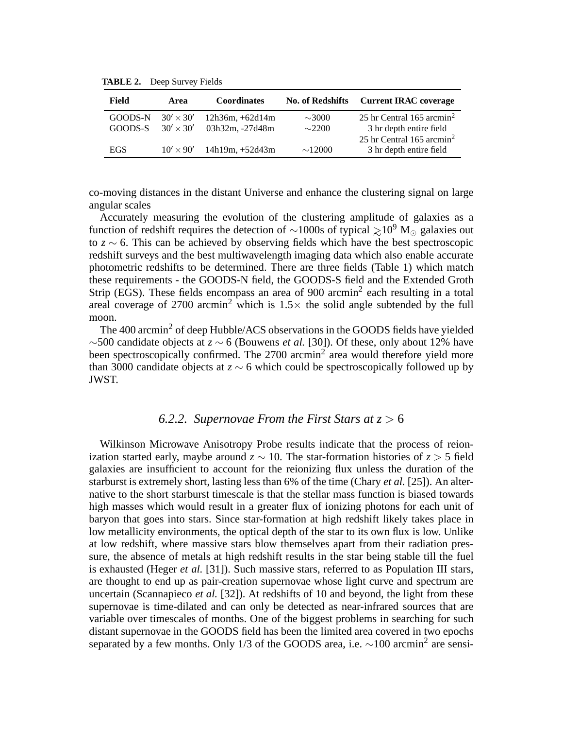**TABLE 2.** Deep Survey Fields

| Field | Area | Coordinates | No. of Redshifts | Current IRAC coverage |
|---|---|---|---|---|
| GOODS-N | $30' \times 30'$ | 12h36m, +62d14m | $\sim$3000 | 25 hr Central 165 arcmin$^2$ |
| GOODS-S | $30' \times 30'$ | 03h32m, -27d48m | $\sim$2200 | 3 hr depth entire field<br>25 hr Central 165 arcmin$^2$ |
| EGS | $10' \times 90'$ | 14h19m, +52d43m | $\sim$12000 | 3 hr depth entire field |

co-moving distances in the distant Universe and enhance the clustering signal on large angular scales

Accurately measuring the evolution of the clustering amplitude of galaxies as a function of redshift requires the detection of $\sim$1000s of typical $\gtrsim 10^9$ M$_\odot$ galaxies out to $z \sim 6$. This can be achieved by observing fields which have the best spectroscopic redshift surveys and the best multiwavelength imaging data which also enable accurate photometric redshifts to be determined. There are three fields (Table 1) which match these requirements - the GOODS-N field, the GOODS-S field and the Extended Groth Strip (EGS). These fields encompass an area of 900 arcmin$^2$ each resulting in a total areal coverage of 2700 arcmin$^2$ which is $1.5\times$ the solid angle subtended by the full moon.

The 400 arcmin$^2$ of deep Hubble/ACS observations in the GOODS fields have yielded $\sim$500 candidate objects at $z \sim 6$ (Bouwens *et al.* [30]). Of these, only about 12% have been spectroscopically confirmed. The 2700 arcmin$^2$ area would therefore yield more than 3000 candidate objects at $z \sim 6$ which could be spectroscopically followed up by JWST.

### 6.2.2. *Supernovae From the First Stars at $z > 6$*

Wilkinson Microwave Anisotropy Probe results indicate that the process of reionization started early, maybe around $z \sim 10$. The star-formation histories of $z > 5$ field galaxies are insufficient to account for the reionizing flux unless the duration of the starburst is extremely short, lasting less than 6% of the time (Chary *et al.* [25]). An alternative to the short starburst timescale is that the stellar mass function is biased towards high masses which would result in a greater flux of ionizing photons for each unit of baryon that goes into stars. Since star-formation at high redshift likely takes place in low metallicity environments, the optical depth of the star to its own flux is low. Unlike at low redshift, where massive stars blow themselves apart from their radiation pressure, the absence of metals at high redshift results in the star being stable till the fuel is exhausted (Heger *et al.* [31]). Such massive stars, referred to as Population III stars, are thought to end up as pair-creation supernovae whose light curve and spectrum are uncertain (Scannapieco *et al.* [32]). At redshifts of 10 and beyond, the light from these supernovae is time-dilated and can only be detected as near-infrared sources that are variable over timescales of months. One of the biggest problems in searching for such distant supernovae in the GOODS field has been the limited area covered in two epochs separated by a few months. Only 1/3 of the GOODS area, i.e. $\sim$100 arcmin$^2$ are sensi-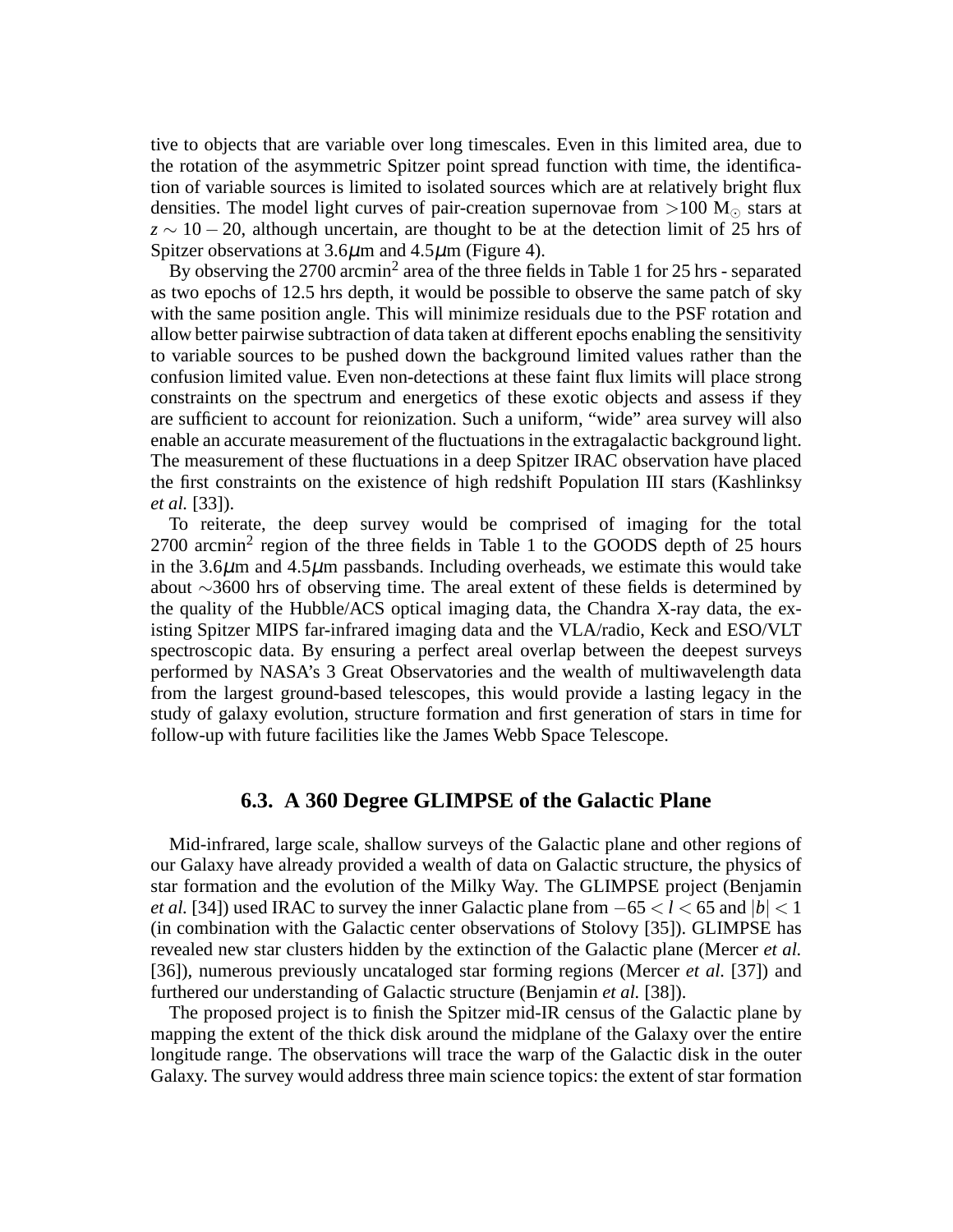tive to objects that are variable over long timescales. Even in this limited area, due to the rotation of the asymmetric Spitzer point spread function with time, the identification of variable sources is limited to isolated sources which are at relatively bright flux densities. The model light curves of pair-creation supernovae from $>100$ $M_{\odot}$ stars at $z \sim 10-20$, although uncertain, are thought to be at the detection limit of 25 hrs of Spitzer observations at 3.6$\mu$m and 4.5$\mu$m (Figure 4).

By observing the 2700 arcmin$^2$ area of the three fields in Table 1 for 25 hrs - separated as two epochs of 12.5 hrs depth, it would be possible to observe the same patch of sky with the same position angle. This will minimize residuals due to the PSF rotation and allow better pairwise subtraction of data taken at different epochs enabling the sensitivity to variable sources to be pushed down the background limited values rather than the confusion limited value. Even non-detections at these faint flux limits will place strong constraints on the spectrum and energetics of these exotic objects and assess if they are sufficient to account for reionization. Such a uniform, "wide" area survey will also enable an accurate measurement of the fluctuations in the extragalactic background light. The measurement of these fluctuations in a deep Spitzer IRAC observation have placed the first constraints on the existence of high redshift Population III stars (Kashlinksy *et al.* [33]).

To reiterate, the deep survey would be comprised of imaging for the total 2700 arcmin$^2$ region of the three fields in Table 1 to the GOODS depth of 25 hours in the 3.6$\mu$m and 4.5$\mu$m passbands. Including overheads, we estimate this would take about $\sim$3600 hrs of observing time. The areal extent of these fields is determined by the quality of the Hubble/ACS optical imaging data, the Chandra X-ray data, the existing Spitzer MIPS far-infrared imaging data and the VLA/radio, Keck and ESO/VLT spectroscopic data. By ensuring a perfect areal overlap between the deepest surveys performed by NASA's 3 Great Observatories and the wealth of multiwavelength data from the largest ground-based telescopes, this would provide a lasting legacy in the study of galaxy evolution, structure formation and first generation of stars in time for follow-up with future facilities like the James Webb Space Telescope.

### 6.3. A 360 Degree GLIMPSE of the Galactic Plane

Mid-infrared, large scale, shallow surveys of the Galactic plane and other regions of our Galaxy have already provided a wealth of data on Galactic structure, the physics of star formation and the evolution of the Milky Way. The GLIMPSE project (Benjamin *et al.* [34]) used IRAC to survey the inner Galactic plane from $-65 < l < 65$ and $|b| < 1$ (in combination with the Galactic center observations of Stolovy [35]). GLIMPSE has revealed new star clusters hidden by the extinction of the Galactic plane (Mercer *et al.* [36]), numerous previously uncataloged star forming regions (Mercer *et al.* [37]) and furthered our understanding of Galactic structure (Benjamin *et al.* [38]).

The proposed project is to finish the Spitzer mid-IR census of the Galactic plane by mapping the extent of the thick disk around the midplane of the Galaxy over the entire longitude range. The observations will trace the warp of the Galactic disk in the outer Galaxy. The survey would address three main science topics: the extent of star formation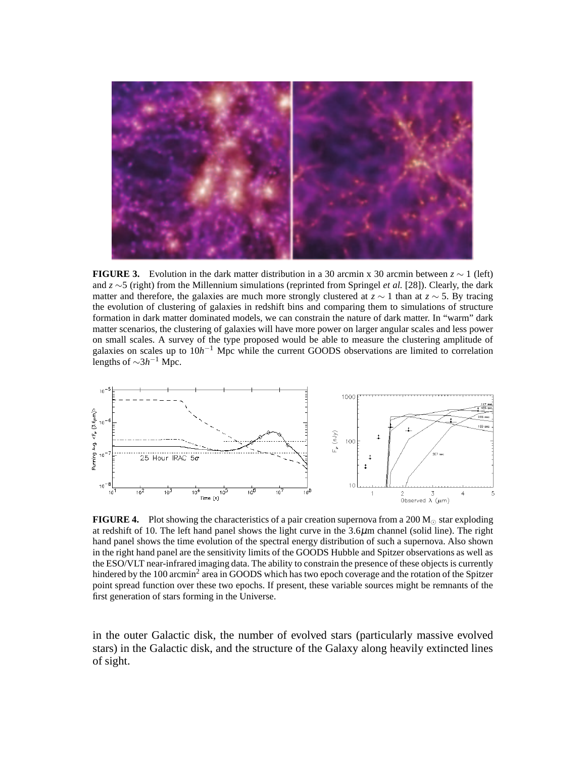**FIGURE 3.** Evolution in the dark matter distribution in a 30 arcmin x 30 arcmin between $z \sim 1$ (left) and $z \sim 5$ (right) from the Millennium simulations (reprinted from Springel *et al.* [28]). Clearly, the dark matter and therefore, the galaxies are much more strongly clustered at $z \sim 1$ than at $z \sim 5$. By tracing the evolution of clustering of galaxies in redshift bins and comparing them to simulations of structure formation in dark matter dominated models, we can constrain the nature of dark matter. In "warm" dark matter scenarios, the clustering of galaxies will have more power on larger angular scales and less power on small scales. A survey of the type proposed would be able to measure the clustering amplitude of galaxies on scales up to $10h^{-1}$ Mpc while the current GOODS observations are limited to correlation lengths of $\sim 3h^{-1}$ Mpc.

**FIGURE 4.** Plot showing the characteristics of a pair creation supernova from a 200 $M_{\odot}$ star exploding at redshift of 10. The left hand panel shows the light curve in the 3.6$\mu$m channel (solid line). The right hand panel shows the time evolution of the spectral energy distribution of such a supernova. Also shown in the right hand panel are the sensitivity limits of the GOODS Hubble and Spitzer observations as well as the ESO/VLT near-infrared imaging data. The ability to constrain the presence of these objects is currently hindered by the 100 arcmin$^2$ area in GOODS which has two epoch coverage and the rotation of the Spitzer point spread function over these two epochs. If present, these variable sources might be remnants of the first generation of stars forming in the Universe.

in the outer Galactic disk, the number of evolved stars (particularly massive evolved stars) in the Galactic disk, and the structure of the Galaxy along heavily extincted lines of sight.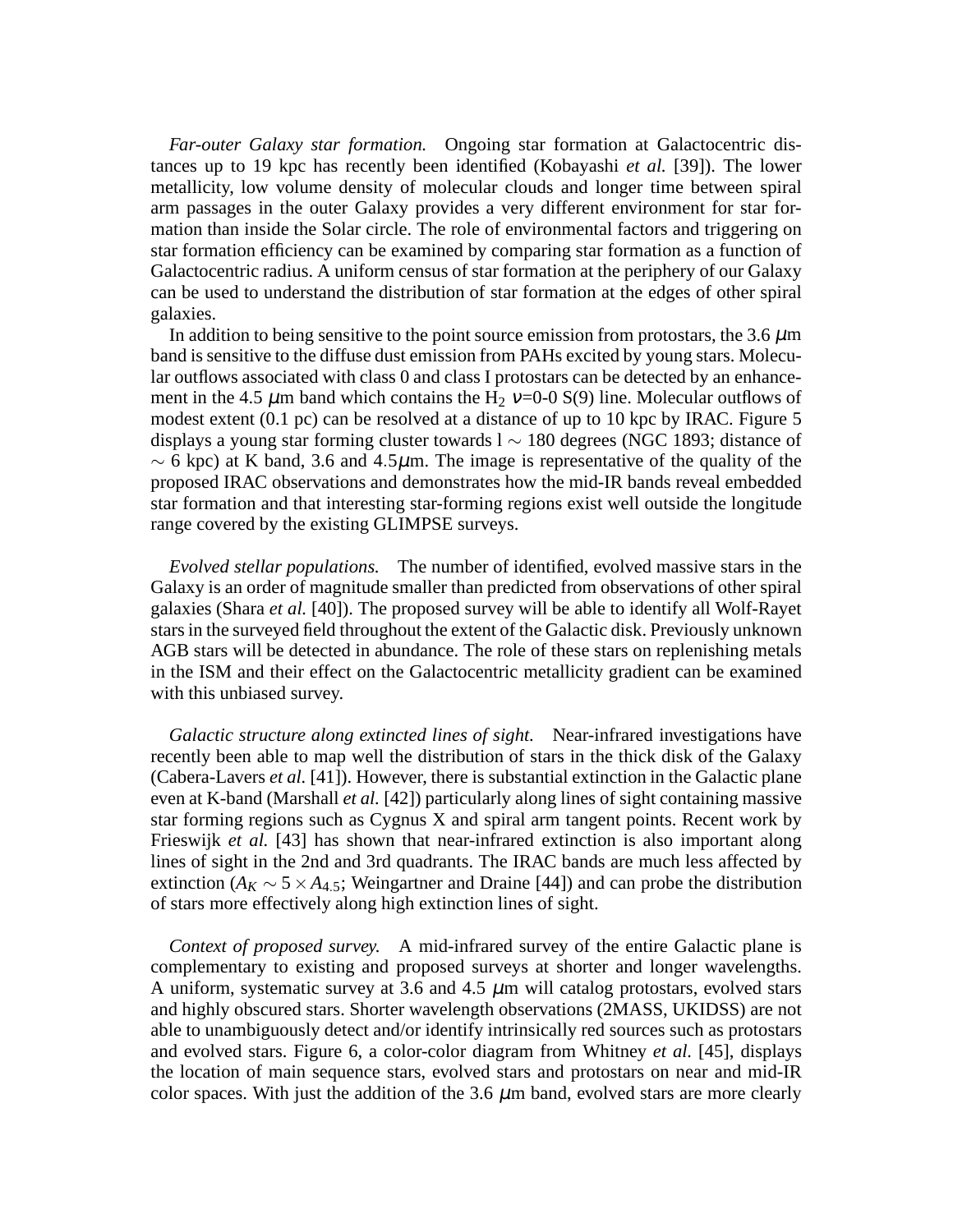*Far-outer Galaxy star formation.* Ongoing star formation at Galactocentric distances up to 19 kpc has recently been identified (Kobayashi *et al.* [39]). The lower metallicity, low volume density of molecular clouds and longer time between spiral arm passages in the outer Galaxy provides a very different environment for star formation than inside the Solar circle. The role of environmental factors and triggering on star formation efficiency can be examined by comparing star formation as a function of Galactocentric radius. A uniform census of star formation at the periphery of our Galaxy can be used to understand the distribution of star formation at the edges of other spiral galaxies.

In addition to being sensitive to the point source emission from protostars, the 3.6 $\mu$m band is sensitive to the diffuse dust emission from PAHs excited by young stars. Molecular outflows associated with class 0 and class I protostars can be detected by an enhancement in the 4.5 $\mu$m band which contains the $H_2$ $\nu$=0-0 S(9) line. Molecular outflows of modest extent (0.1 pc) can be resolved at a distance of up to 10 kpc by IRAC. Figure 5 displays a young star forming cluster towards l $\sim$ 180 degrees (NGC 1893; distance of $\sim$ 6 kpc) at K band, 3.6 and 4.5$\mu$m. The image is representative of the quality of the proposed IRAC observations and demonstrates how the mid-IR bands reveal embedded star formation and that interesting star-forming regions exist well outside the longitude range covered by the existing GLIMPSE surveys.

*Evolved stellar populations.* The number of identified, evolved massive stars in the Galaxy is an order of magnitude smaller than predicted from observations of other spiral galaxies (Shara *et al.* [40]). The proposed survey will be able to identify all Wolf-Rayet stars in the surveyed field throughout the extent of the Galactic disk. Previously unknown AGB stars will be detected in abundance. The role of these stars on replenishing metals in the ISM and their effect on the Galactocentric metallicity gradient can be examined with this unbiased survey.

*Galactic structure along extincted lines of sight.* Near-infrared investigations have recently been able to map well the distribution of stars in the thick disk of the Galaxy (Cabera-Lavers *et al.* [41]). However, there is substantial extinction in the Galactic plane even at K-band (Marshall *et al.* [42]) particularly along lines of sight containing massive star forming regions such as Cygnus X and spiral arm tangent points. Recent work by Frieswijk *et al.* [43] has shown that near-infrared extinction is also important along lines of sight in the 2nd and 3rd quadrants. The IRAC bands are much less affected by extinction ($A_K \sim 5 \times A_{4.5}$; Weingartner and Draine [44]) and can probe the distribution of stars more effectively along high extinction lines of sight.

*Context of proposed survey.* A mid-infrared survey of the entire Galactic plane is complementary to existing and proposed surveys at shorter and longer wavelengths. A uniform, systematic survey at 3.6 and 4.5 $\mu$m will catalog protostars, evolved stars and highly obscured stars. Shorter wavelength observations (2MASS, UKIDSS) are not able to unambiguously detect and/or identify intrinsically red sources such as protostars and evolved stars. Figure 6, a color-color diagram from Whitney *et al.* [45], displays the location of main sequence stars, evolved stars and protostars on near and mid-IR color spaces. With just the addition of the 3.6 $\mu$m band, evolved stars are more clearly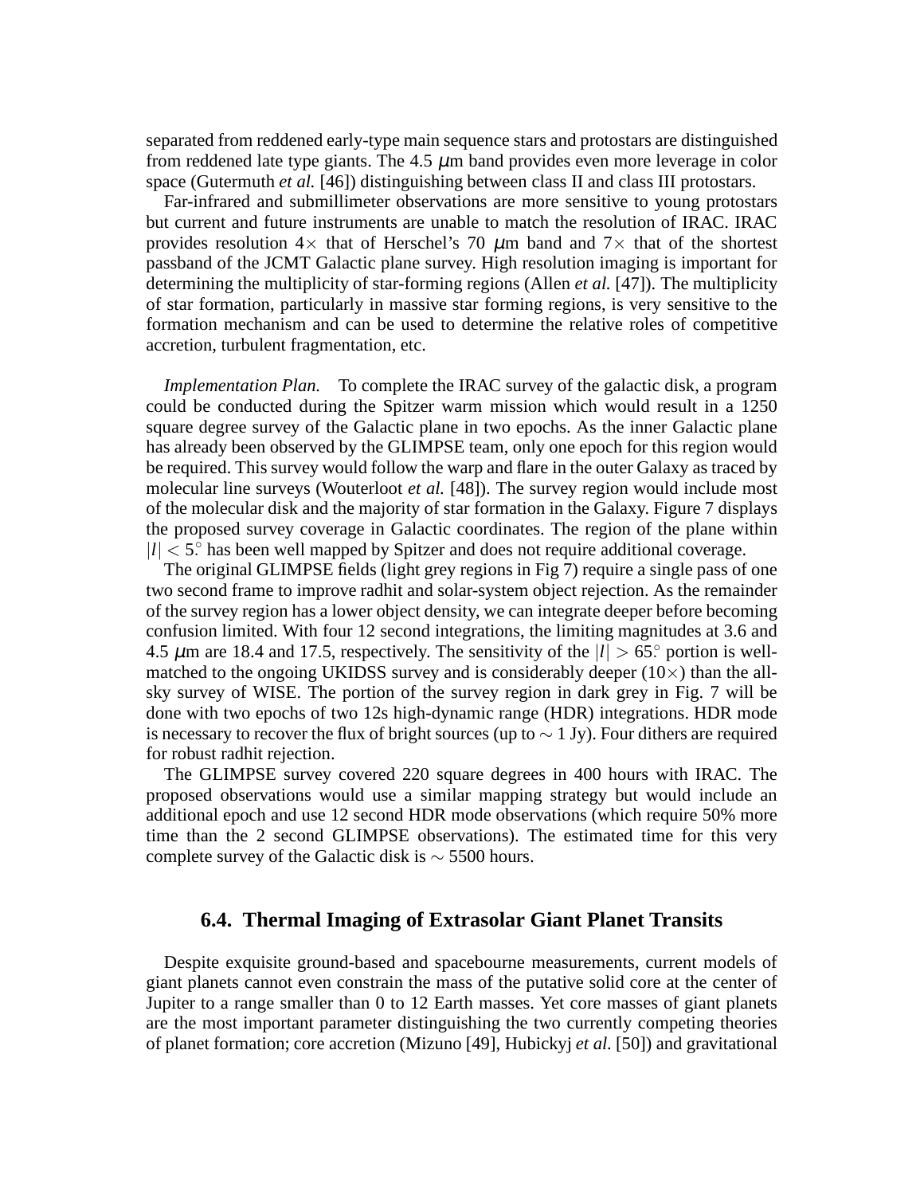separated from reddened early-type main sequence stars and protostars are distinguished from reddened late type giants. The 4.5 $\mu$m band provides even more leverage in color space (Gutermuth *et al.* [46]) distinguishing between class II and class III protostars.

Far-infrared and submillimeter observations are more sensitive to young protostars but current and future instruments are unable to match the resolution of IRAC. IRAC provides resolution $4\times$ that of Herschel's 70 $\mu$m band and $7\times$ that of the shortest passband of the JCMT Galactic plane survey. High resolution imaging is important for determining the multiplicity of star-forming regions (Allen *et al.* [47]). The multiplicity of star formation, particularly in massive star forming regions, is very sensitive to the formation mechanism and can be used to determine the relative roles of competitive accretion, turbulent fragmentation, etc.

*Implementation Plan.* To complete the IRAC survey of the galactic disk, a program could be conducted during the Spitzer warm mission which would result in a 1250 square degree survey of the Galactic plane in two epochs. As the inner Galactic plane has already been observed by the GLIMPSE team, only one epoch for this region would be required. This survey would follow the warp and flare in the outer Galaxy as traced by molecular line surveys (Wouterloot *et al.* [48]). The survey region would include most of the molecular disk and the majority of star formation in the Galaxy. Figure 7 displays the proposed survey coverage in Galactic coordinates. The region of the plane within $|l| < 5.^{\circ}$ has been well mapped by Spitzer and does not require additional coverage.

The original GLIMPSE fields (light grey regions in Fig 7) require a single pass of one two second frame to improve radhit and solar-system object rejection. As the remainder of the survey region has a lower object density, we can integrate deeper before becoming confusion limited. With four 12 second integrations, the limiting magnitudes at 3.6 and 4.5 $\mu$m are 18.4 and 17.5, respectively. The sensitivity of the $|l| > 65.^{\circ}$ portion is well-matched to the ongoing UKIDSS survey and is considerably deeper ($10\times$) than the all-sky survey of WISE. The portion of the survey region in dark grey in Fig. 7 will be done with two epochs of two 12s high-dynamic range (HDR) integrations. HDR mode is necessary to recover the flux of bright sources (up to $\sim$ 1 Jy). Four dithers are required for robust radhit rejection.

The GLIMPSE survey covered 220 square degrees in 400 hours with IRAC. The proposed observations would use a similar mapping strategy but would include an additional epoch and use 12 second HDR mode observations (which require 50% more time than the 2 second GLIMPSE observations). The estimated time for this very complete survey of the Galactic disk is $\sim$ 5500 hours.

## 6.4. Thermal Imaging of Extrasolar Giant Planet Transits

Despite exquisite ground-based and spacebourne measurements, current models of giant planets cannot even constrain the mass of the putative solid core at the center of Jupiter to a range smaller than 0 to 12 Earth masses. Yet core masses of giant planets are the most important parameter distinguishing the two currently competing theories of planet formation; core accretion (Mizuno [49], Hubickyj *et al.* [50]) and gravitational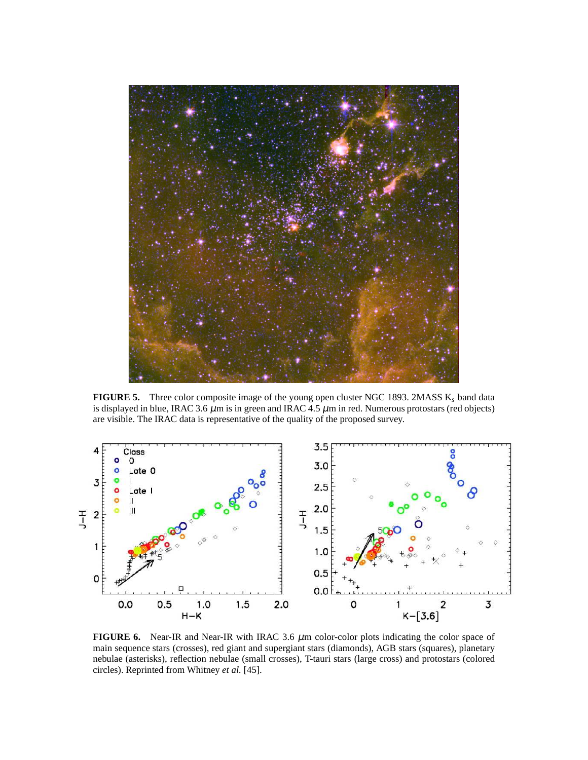**FIGURE 5.** Three color composite image of the young open cluster NGC 1893. 2MASS $K_s$ band data is displayed in blue, IRAC 3.6 $\mu$m is in green and IRAC 4.5 $\mu$m in red. Numerous protostars (red objects) are visible. The IRAC data is representative of the quality of the proposed survey.

**FIGURE 6.** Near-IR and Near-IR with IRAC 3.6 $\mu$m color-color plots indicating the color space of main sequence stars (crosses), red giant and supergiant stars (diamonds), AGB stars (squares), planetary nebulae (asterisks), reflection nebulae (small crosses), T-tauri stars (large cross) and protostars (colored circles). Reprinted from Whitney *et al.* [45].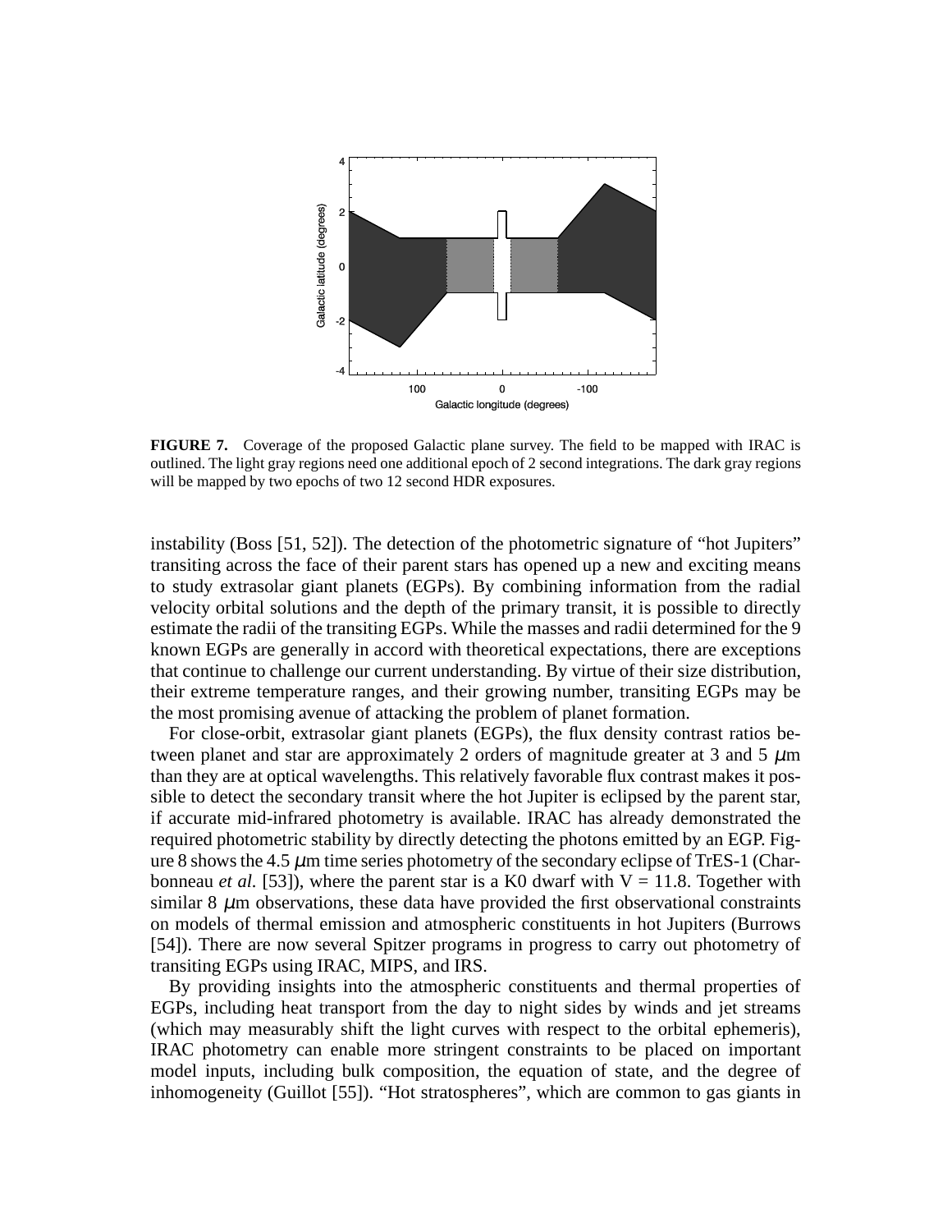**FIGURE 7.** Coverage of the proposed Galactic plane survey. The field to be mapped with IRAC is outlined. The light gray regions need one additional epoch of 2 second integrations. The dark gray regions will be mapped by two epochs of two 12 second HDR exposures.

instability (Boss [51, 52]). The detection of the photometric signature of "hot Jupiters" transiting across the face of their parent stars has opened up a new and exciting means to study extrasolar giant planets (EGPs). By combining information from the radial velocity orbital solutions and the depth of the primary transit, it is possible to directly estimate the radii of the transiting EGPs. While the masses and radii determined for the 9 known EGPs are generally in accord with theoretical expectations, there are exceptions that continue to challenge our current understanding. By virtue of their size distribution, their extreme temperature ranges, and their growing number, transiting EGPs may be the most promising avenue of attacking the problem of planet formation.

For close-orbit, extrasolar giant planets (EGPs), the flux density contrast ratios between planet and star are approximately 2 orders of magnitude greater at 3 and 5 $\mu$m than they are at optical wavelengths. This relatively favorable flux contrast makes it possible to detect the secondary transit where the hot Jupiter is eclipsed by the parent star, if accurate mid-infrared photometry is available. IRAC has already demonstrated the required photometric stability by directly detecting the photons emitted by an EGP. Figure 8 shows the 4.5 $\mu$m time series photometry of the secondary eclipse of TrES-1 (Charbonneau *et al.* [53]), where the parent star is a K0 dwarf with V = 11.8. Together with similar 8 $\mu$m observations, these data have provided the first observational constraints on models of thermal emission and atmospheric constituents in hot Jupiters (Burrows [54]). There are now several Spitzer programs in progress to carry out photometry of transiting EGPs using IRAC, MIPS, and IRS.

By providing insights into the atmospheric constituents and thermal properties of EGPs, including heat transport from the day to night sides by winds and jet streams (which may measurably shift the light curves with respect to the orbital ephemeris), IRAC photometry can enable more stringent constraints to be placed on important model inputs, including bulk composition, the equation of state, and the degree of inhomogeneity (Guillot [55]). "Hot stratospheres", which are common to gas giants in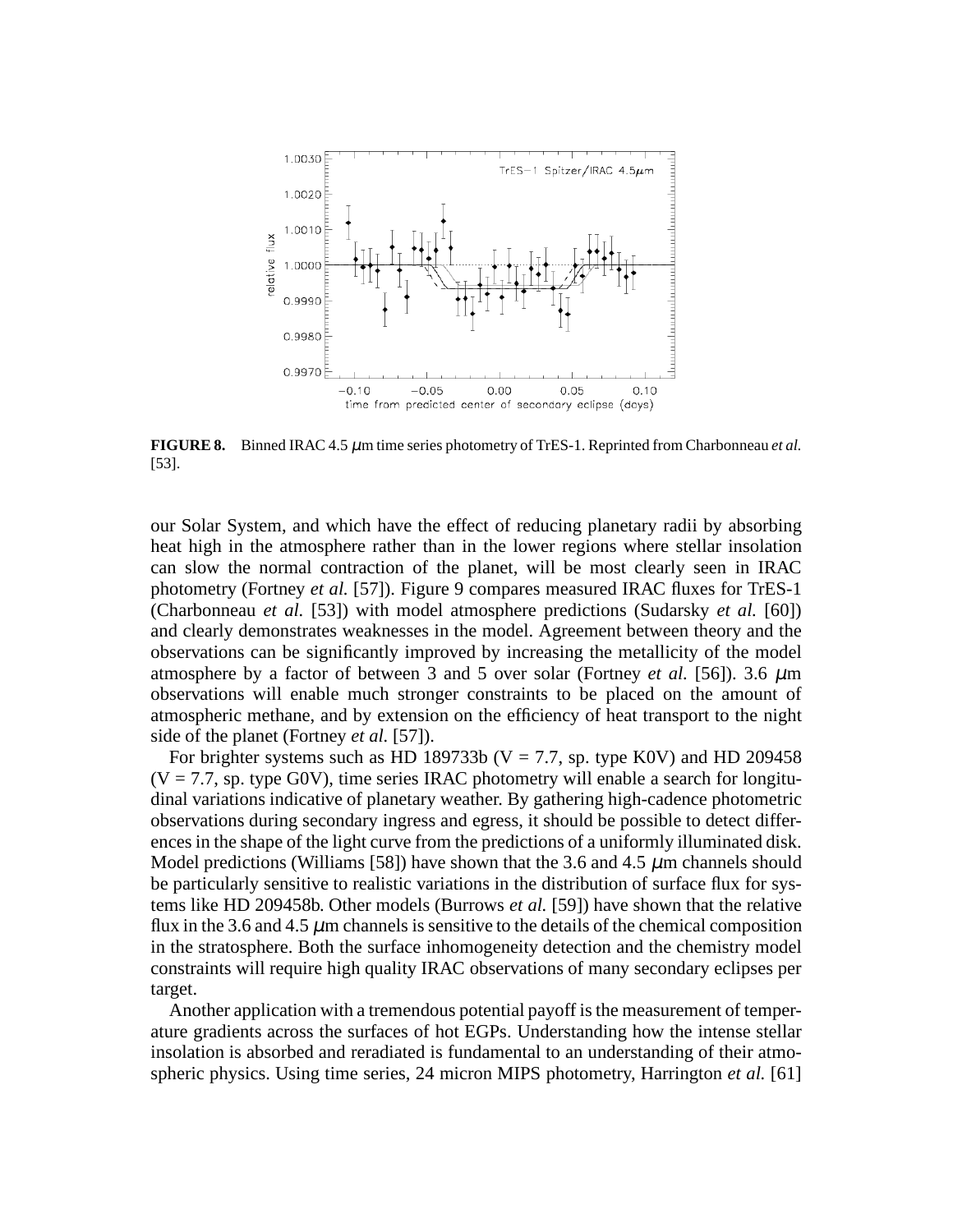**FIGURE 8.** Binned IRAC 4.5 $\mu$m time series photometry of TrES-1. Reprinted from Charbonneau *et al.* [53].

our Solar System, and which have the effect of reducing planetary radii by absorbing heat high in the atmosphere rather than in the lower regions where stellar insolation can slow the normal contraction of the planet, will be most clearly seen in IRAC photometry (Fortney *et al.* [57]). Figure 9 compares measured IRAC fluxes for TrES-1 (Charbonneau *et al.* [53]) with model atmosphere predictions (Sudarsky *et al.* [60]) and clearly demonstrates weaknesses in the model. Agreement between theory and the observations can be significantly improved by increasing the metallicity of the model atmosphere by a factor of between 3 and 5 over solar (Fortney *et al.* [56]). 3.6 $\mu$m observations will enable much stronger constraints to be placed on the amount of atmospheric methane, and by extension on the efficiency of heat transport to the night side of the planet (Fortney *et al.* [57]).

For brighter systems such as HD 189733b (V = 7.7, sp. type K0V) and HD 209458 (V = 7.7, sp. type G0V), time series IRAC photometry will enable a search for longitudinal variations indicative of planetary weather. By gathering high-cadence photometric observations during secondary ingress and egress, it should be possible to detect differences in the shape of the light curve from the predictions of a uniformly illuminated disk. Model predictions (Williams [58]) have shown that the 3.6 and 4.5 $\mu$m channels should be particularly sensitive to realistic variations in the distribution of surface flux for systems like HD 209458b. Other models (Burrows *et al.* [59]) have shown that the relative flux in the 3.6 and 4.5 $\mu$m channels is sensitive to the details of the chemical composition in the stratosphere. Both the surface inhomogeneity detection and the chemistry model constraints will require high quality IRAC observations of many secondary eclipses per target.

Another application with a tremendous potential payoff is the measurement of temperature gradients across the surfaces of hot EGPs. Understanding how the intense stellar insolation is absorbed and reradiated is fundamental to an understanding of their atmospheric physics. Using time series, 24 micron MIPS photometry, Harrington *et al.* [61]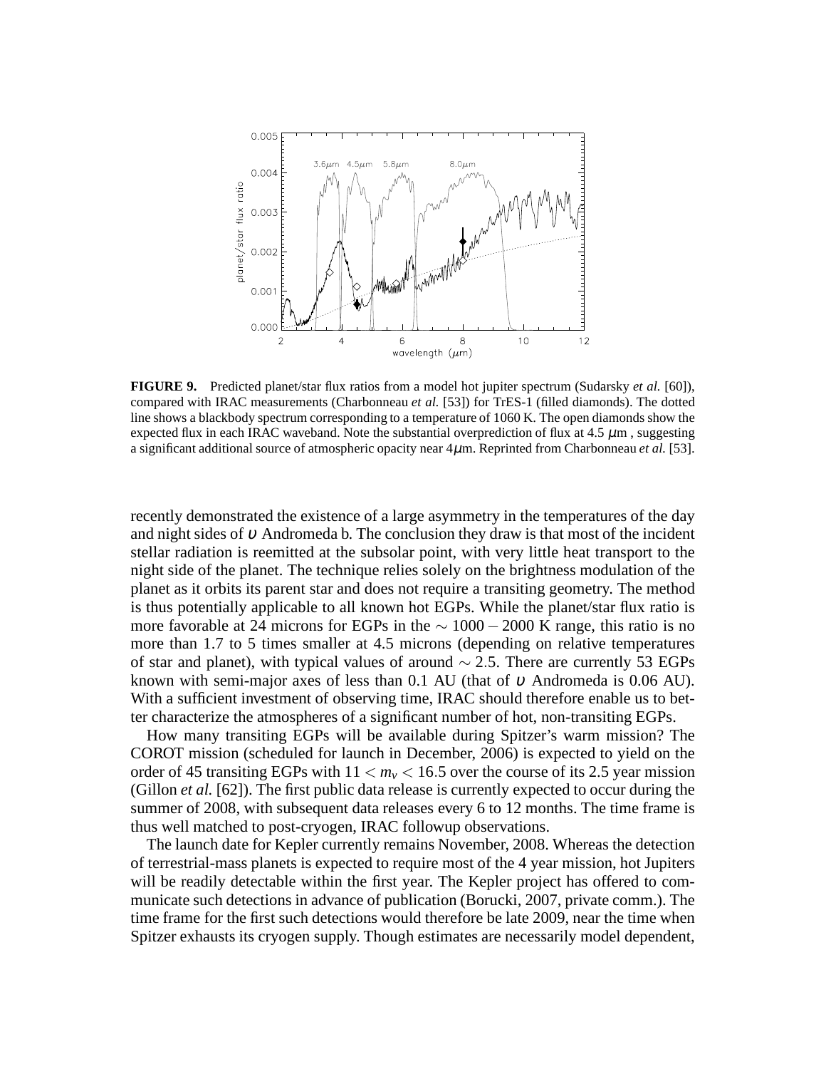**FIGURE 9.** Predicted planet/star flux ratios from a model hot jupiter spectrum (Sudarsky *et al.* [60]), compared with IRAC measurements (Charbonneau *et al.* [53]) for TrES-1 (filled diamonds). The dotted line shows a blackbody spectrum corresponding to a temperature of 1060 K. The open diamonds show the expected flux in each IRAC waveband. Note the substantial overprediction of flux at 4.5 $\mu$m , suggesting a significant additional source of atmospheric opacity near 4$\mu$m. Reprinted from Charbonneau *et al.* [53].

recently demonstrated the existence of a large asymmetry in the temperatures of the day and night sides of $\upsilon$ Andromeda b. The conclusion they draw is that most of the incident stellar radiation is reemitted at the subsolar point, with very little heat transport to the night side of the planet. The technique relies solely on the brightness modulation of the planet as it orbits its parent star and does not require a transiting geometry. The method is thus potentially applicable to all known hot EGPs. While the planet/star flux ratio is more favorable at 24 microns for EGPs in the $\sim 1000-2000$ K range, this ratio is no more than 1.7 to 5 times smaller at 4.5 microns (depending on relative temperatures of star and planet), with typical values of around $\sim 2.5$. There are currently 53 EGPs known with semi-major axes of less than 0.1 AU (that of $\upsilon$ Andromeda is 0.06 AU). With a sufficient investment of observing time, IRAC should therefore enable us to better characterize the atmospheres of a significant number of hot, non-transiting EGPs.

How many transiting EGPs will be available during Spitzer's warm mission? The COROT mission (scheduled for launch in December, 2006) is expected to yield on the order of 45 transiting EGPs with $11 < m_v < 16.5$ over the course of its 2.5 year mission (Gillon *et al.* [62]). The first public data release is currently expected to occur during the summer of 2008, with subsequent data releases every 6 to 12 months. The time frame is thus well matched to post-cryogen, IRAC followup observations.

The launch date for Kepler currently remains November, 2008. Whereas the detection of terrestrial-mass planets is expected to require most of the 4 year mission, hot Jupiters will be readily detectable within the first year. The Kepler project has offered to communicate such detections in advance of publication (Borucki, 2007, private comm.). The time frame for the first such detections would therefore be late 2009, near the time when Spitzer exhausts its cryogen supply. Though estimates are necessarily model dependent,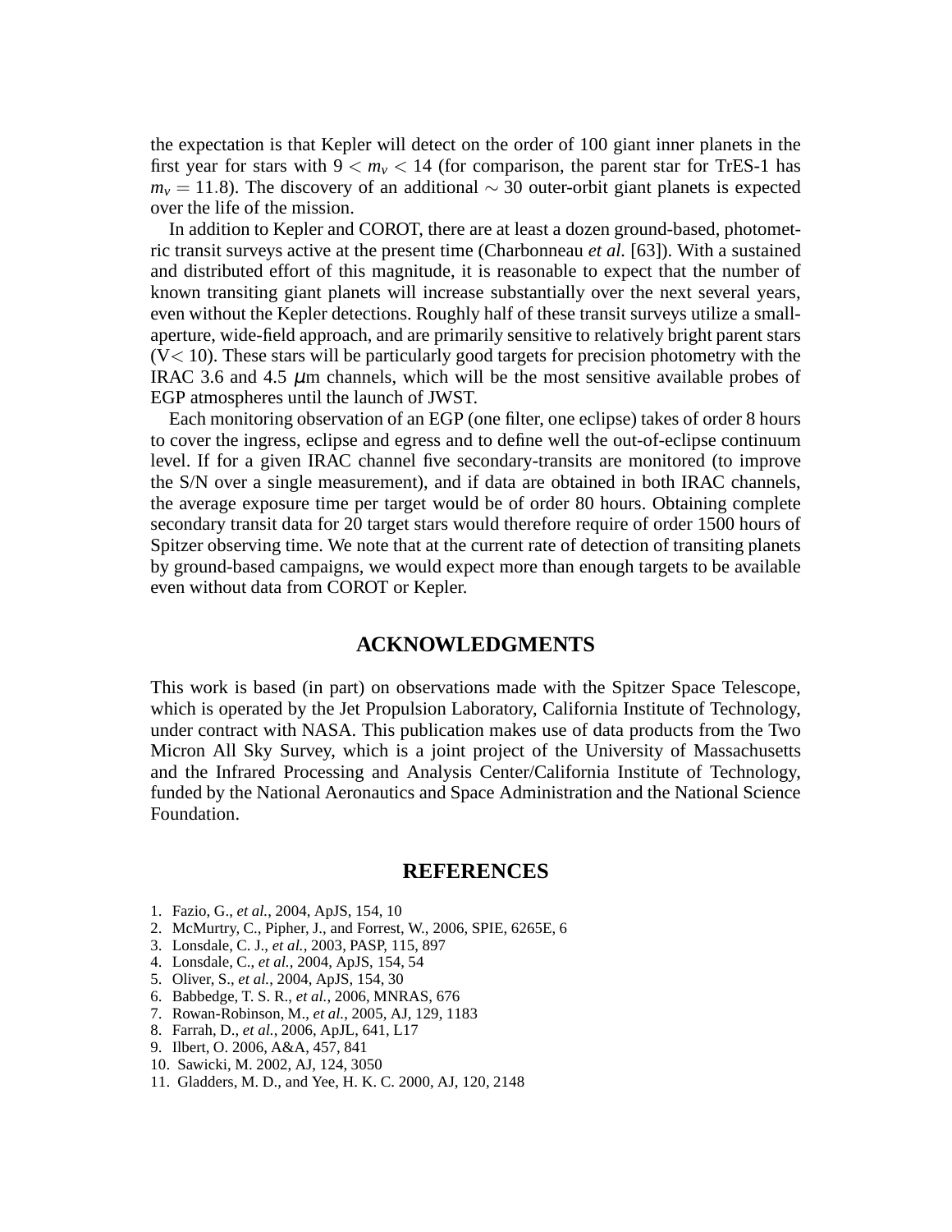the expectation is that Kepler will detect on the order of 100 giant inner planets in the first year for stars with $9 < m_v < 14$ (for comparison, the parent star for TrES-1 has $m_v = 11.8$). The discovery of an additional $\sim 30$ outer-orbit giant planets is expected over the life of the mission.

In addition to Kepler and COROT, there are at least a dozen ground-based, photometric transit surveys active at the present time (Charbonneau *et al.* [63]). With a sustained and distributed effort of this magnitude, it is reasonable to expect that the number of known transiting giant planets will increase substantially over the next several years, even without the Kepler detections. Roughly half of these transit surveys utilize a small-aperture, wide-field approach, and are primarily sensitive to relatively bright parent stars (V$< 10$). These stars will be particularly good targets for precision photometry with the IRAC 3.6 and 4.5 $\mu$m channels, which will be the most sensitive available probes of EGP atmospheres until the launch of JWST.

Each monitoring observation of an EGP (one filter, one eclipse) takes of order 8 hours to cover the ingress, eclipse and egress and to define well the out-of-eclipse continuum level. If for a given IRAC channel five secondary-transits are monitored (to improve the S/N over a single measurement), and if data are obtained in both IRAC channels, the average exposure time per target would be of order 80 hours. Obtaining complete secondary transit data for 20 target stars would therefore require of order 1500 hours of Spitzer observing time. We note that at the current rate of detection of transiting planets by ground-based campaigns, we would expect more than enough targets to be available even without data from COROT or Kepler.

## ACKNOWLEDGMENTS

This work is based (in part) on observations made with the Spitzer Space Telescope, which is operated by the Jet Propulsion Laboratory, California Institute of Technology, under contract with NASA. This publication makes use of data products from the Two Micron All Sky Survey, which is a joint project of the University of Massachusetts and the Infrared Processing and Analysis Center/California Institute of Technology, funded by the National Aeronautics and Space Administration and the National Science Foundation.

## REFERENCES

1. Fazio, G., *et al.*, 2004, ApJS, 154, 10
2. McMurtry, C., Pipher, J., and Forrest, W., 2006, SPIE, 6265E, 6
3. Lonsdale, C. J., *et al.*, 2003, PASP, 115, 897
4. Lonsdale, C., *et al.*, 2004, ApJS, 154, 54
5. Oliver, S., *et al.*, 2004, ApJS, 154, 30
6. Babbedge, T. S. R., *et al.*, 2006, MNRAS, 676
7. Rowan-Robinson, M., *et al.*, 2005, AJ, 129, 1183
8. Farrah, D., *et al.*, 2006, ApJL, 641, L17
9. Ilbert, O. 2006, A&A, 457, 841
10. Sawicki, M. 2002, AJ, 124, 3050
11. Gladders, M. D., and Yee, H. K. C. 2000, AJ, 120, 2148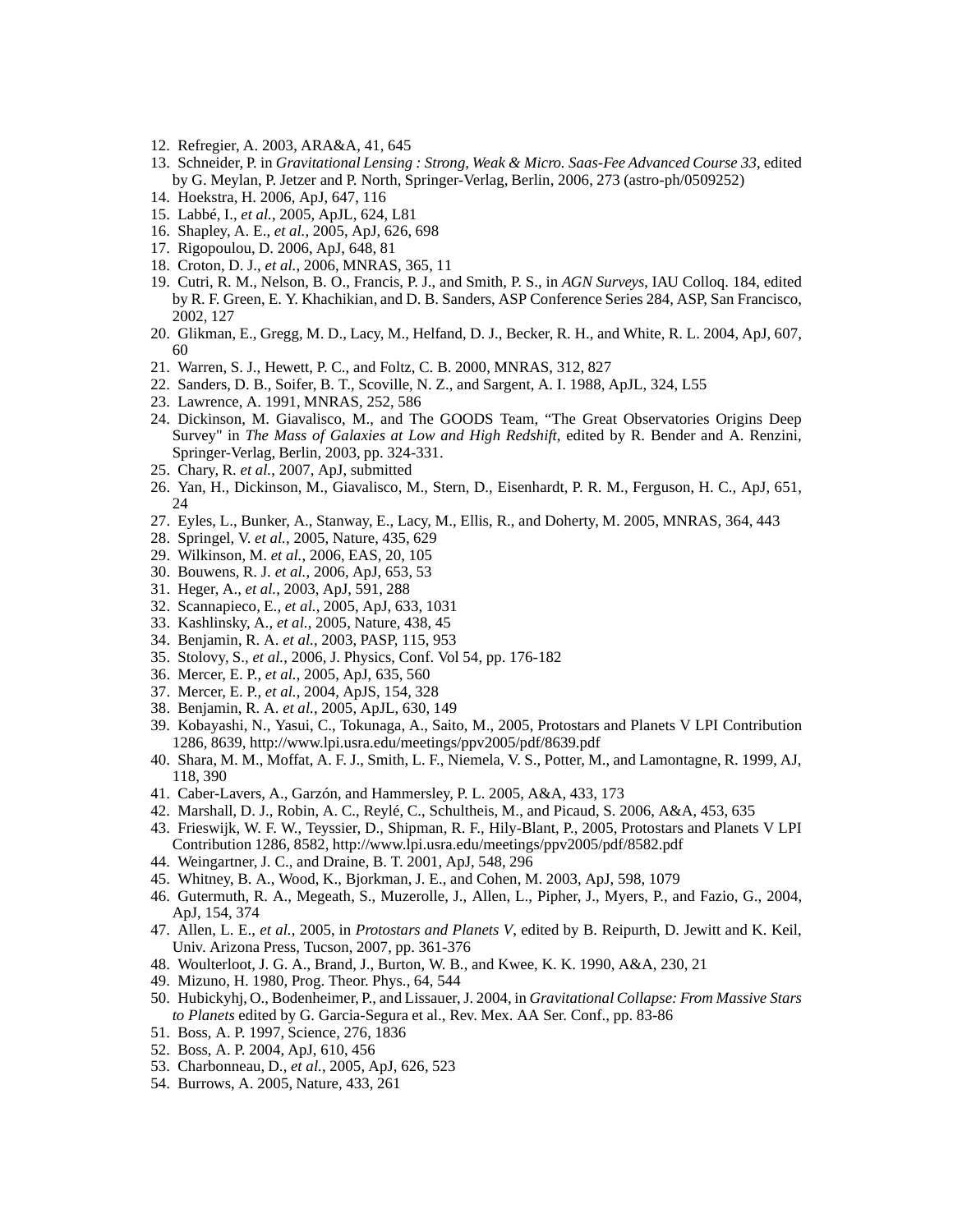12. Refregier, A. 2003, ARA&A, 41, 645
13. Schneider, P. in *Gravitational Lensing : Strong, Weak & Micro. Saas-Fee Advanced Course 33*, edited by G. Meylan, P. Jetzer and P. North, Springer-Verlag, Berlin, 2006, 273 (astro-ph/0509252)
14. Hoekstra, H. 2006, ApJ, 647, 116
15. Labbé, I., *et al.*, 2005, ApJL, 624, L81
16. Shapley, A. E., *et al.*, 2005, ApJ, 626, 698
17. Rigopoulou, D. 2006, ApJ, 648, 81
18. Croton, D. J., *et al.*, 2006, MNRAS, 365, 11
19. Cutri, R. M., Nelson, B. O., Francis, P. J., and Smith, P. S., in *AGN Surveys*, IAU Colloq. 184, edited by R. F. Green, E. Y. Khachikian, and D. B. Sanders, ASP Conference Series 284, ASP, San Francisco, 2002, 127
20. Glikman, E., Gregg, M. D., Lacy, M., Helfand, D. J., Becker, R. H., and White, R. L. 2004, ApJ, 607, 60
21. Warren, S. J., Hewett, P. C., and Foltz, C. B. 2000, MNRAS, 312, 827
22. Sanders, D. B., Soifer, B. T., Scoville, N. Z., and Sargent, A. I. 1988, ApJL, 324, L55
23. Lawrence, A. 1991, MNRAS, 252, 586
24. Dickinson, M. Giavalisco, M., and The GOODS Team, "The Great Observatories Origins Deep Survey" in *The Mass of Galaxies at Low and High Redshift*, edited by R. Bender and A. Renzini, Springer-Verlag, Berlin, 2003, pp. 324-331.
25. Chary, R. *et al.*, 2007, ApJ, submitted
26. Yan, H., Dickinson, M., Giavalisco, M., Stern, D., Eisenhardt, P. R. M., Ferguson, H. C., ApJ, 651, 24
27. Eyles, L., Bunker, A., Stanway, E., Lacy, M., Ellis, R., and Doherty, M. 2005, MNRAS, 364, 443
28. Springel, V. *et al.*, 2005, Nature, 435, 629
29. Wilkinson, M. *et al.*, 2006, EAS, 20, 105
30. Bouwens, R. J. *et al.*, 2006, ApJ, 653, 53
31. Heger, A., *et al.*, 2003, ApJ, 591, 288
32. Scannapieco, E., *et al.*, 2005, ApJ, 633, 1031
33. Kashlinsky, A., *et al.*, 2005, Nature, 438, 45
34. Benjamin, R. A. *et al.*, 2003, PASP, 115, 953
35. Stolovy, S., *et al.*, 2006, J. Physics, Conf. Vol 54, pp. 176-182
36. Mercer, E. P., *et al.*, 2005, ApJ, 635, 560
37. Mercer, E. P., *et al.*, 2004, ApJS, 154, 328
38. Benjamin, R. A. *et al.*, 2005, ApJL, 630, 149
39. Kobayashi, N., Yasui, C., Tokunaga, A., Saito, M., 2005, Protostars and Planets V LPI Contribution 1286, 8639, http://www.lpi.usra.edu/meetings/ppv2005/pdf/8639.pdf
40. Shara, M. M., Moffat, A. F. J., Smith, L. F., Niemela, V. S., Potter, M., and Lamontagne, R. 1999, AJ, 118, 390
41. Caber-Lavers, A., Garzón, and Hammersley, P. L. 2005, A&A, 433, 173
42. Marshall, D. J., Robin, A. C., Reylé, C., Schultheis, M., and Picaud, S. 2006, A&A, 453, 635
43. Frieswijk, W. F. W., Teyssier, D., Shipman, R. F., Hily-Blant, P., 2005, Protostars and Planets V LPI Contribution 1286, 8582, http://www.lpi.usra.edu/meetings/ppv2005/pdf/8582.pdf
44. Weingartner, J. C., and Draine, B. T. 2001, ApJ, 548, 296
45. Whitney, B. A., Wood, K., Bjorkman, J. E., and Cohen, M. 2003, ApJ, 598, 1079
46. Gutermuth, R. A., Megeath, S., Muzerolle, J., Allen, L., Pipher, J., Myers, P., and Fazio, G., 2004, ApJ, 154, 374
47. Allen, L. E., *et al.*, 2005, in *Protostars and Planets V*, edited by B. Reipurth, D. Jewitt and K. Keil, Univ. Arizona Press, Tucson, 2007, pp. 361-376
48. Woulterloot, J. G. A., Brand, J., Burton, W. B., and Kwee, K. K. 1990, A&A, 230, 21
49. Mizuno, H. 1980, Prog. Theor. Phys., 64, 544
50. Hubickyhj, O., Bodenheimer, P., and Lissauer, J. 2004, in *Gravitational Collapse: From Massive Stars to Planets* edited by G. Garcia-Segura et al., Rev. Mex. AA Ser. Conf., pp. 83-86
51. Boss, A. P. 1997, Science, 276, 1836
52. Boss, A. P. 2004, ApJ, 610, 456
53. Charbonneau, D., *et al.*, 2005, ApJ, 626, 523
54. Burrows, A. 2005, Nature, 433, 261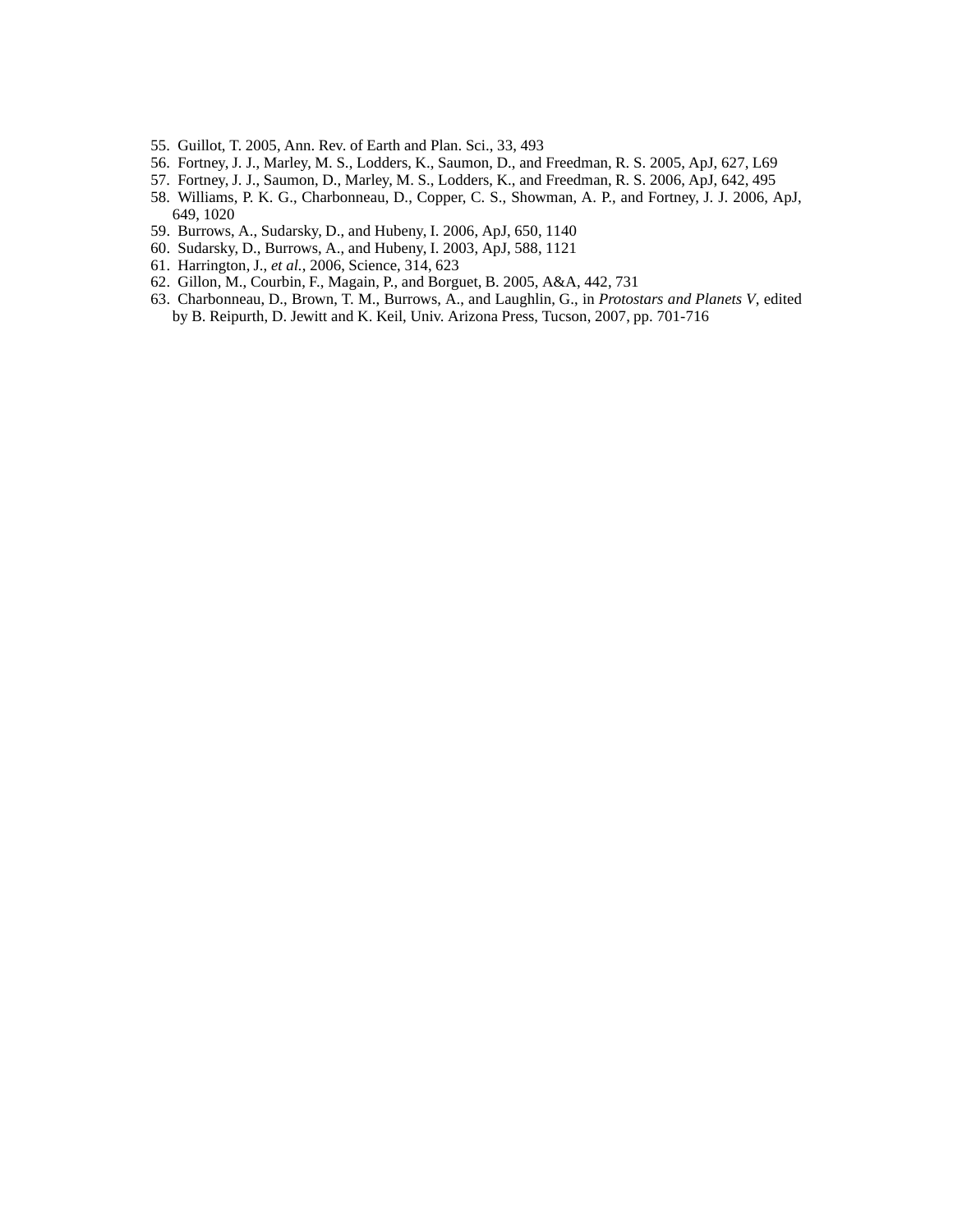55. Guillot, T. 2005, Ann. Rev. of Earth and Plan. Sci., 33, 493
56. Fortney, J. J., Marley, M. S., Lodders, K., Saumon, D., and Freedman, R. S. 2005, ApJ, 627, L69
57. Fortney, J. J., Saumon, D., Marley, M. S., Lodders, K., and Freedman, R. S. 2006, ApJ, 642, 495
58. Williams, P. K. G., Charbonneau, D., Copper, C. S., Showman, A. P., and Fortney, J. J. 2006, ApJ, 649, 1020
59. Burrows, A., Sudarsky, D., and Hubeny, I. 2006, ApJ, 650, 1140
60. Sudarsky, D., Burrows, A., and Hubeny, I. 2003, ApJ, 588, 1121
61. Harrington, J., *et al.*, 2006, Science, 314, 623
62. Gillon, M., Courbin, F., Magain, P., and Borguet, B. 2005, A&A, 442, 731
63. Charbonneau, D., Brown, T. M., Burrows, A., and Laughlin, G., in *Protostars and Planets V*, edited by B. Reipurth, D. Jewitt and K. Keil, Univ. Arizona Press, Tucson, 2007, pp. 701-716